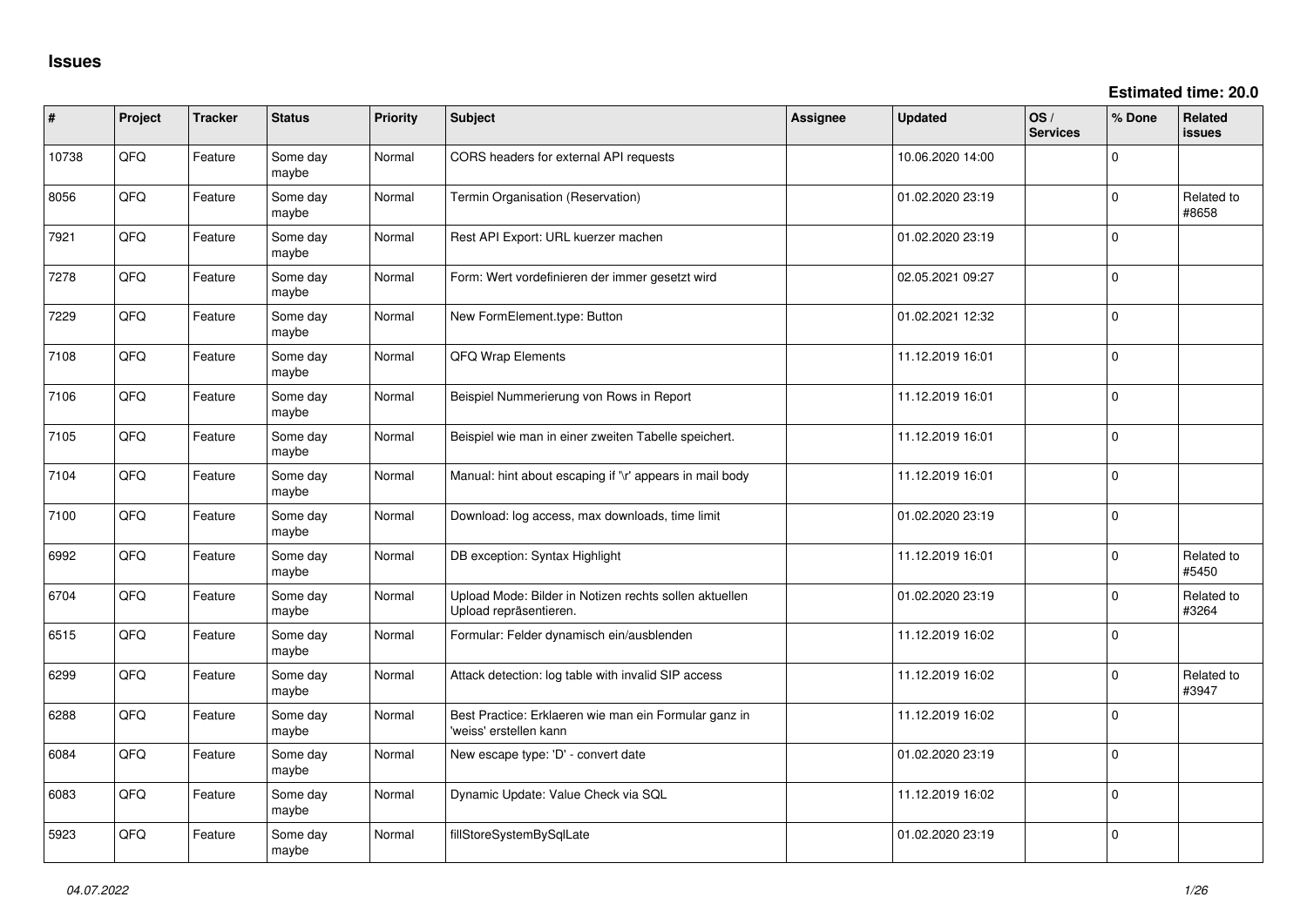# Issues

**Estimated time: 20.0**

| # | Project | Tracker | Status | Priority | Subject | Assignee | Updated | OS / Services | % Done | Related issues |
|---|---|---|---|---|---|---|---|---|---|---|
| 10738 | QFQ | Feature | Some day maybe | Normal | CORS headers for external API requests | | 10.06.2020 14:00 | | 0 | |
| 8056 | QFQ | Feature | Some day maybe | Normal | Termin Organisation (Reservation) | | 01.02.2020 23:19 | | 0 | Related to #8658 |
| 7921 | QFQ | Feature | Some day maybe | Normal | Rest API Export: URL kuerzer machen | | 01.02.2020 23:19 | | 0 | |
| 7278 | QFQ | Feature | Some day maybe | Normal | Form: Wert vordefinieren der immer gesetzt wird | | 02.05.2021 09:27 | | 0 | |
| 7229 | QFQ | Feature | Some day maybe | Normal | New FormElement.type: Button | | 01.02.2021 12:32 | | 0 | |
| 7108 | QFQ | Feature | Some day maybe | Normal | QFQ Wrap Elements | | 11.12.2019 16:01 | | 0 | |
| 7106 | QFQ | Feature | Some day maybe | Normal | Beispiel Nummerierung von Rows in Report | | 11.12.2019 16:01 | | 0 | |
| 7105 | QFQ | Feature | Some day maybe | Normal | Beispiel wie man in einer zweiten Tabelle speichert. | | 11.12.2019 16:01 | | 0 | |
| 7104 | QFQ | Feature | Some day maybe | Normal | Manual: hint about escaping if '\r' appears in mail body | | 11.12.2019 16:01 | | 0 | |
| 7100 | QFQ | Feature | Some day maybe | Normal | Download: log access, max downloads, time limit | | 01.02.2020 23:19 | | 0 | |
| 6992 | QFQ | Feature | Some day maybe | Normal | DB exception: Syntax Highlight | | 11.12.2019 16:01 | | 0 | Related to #5450 |
| 6704 | QFQ | Feature | Some day maybe | Normal | Upload Mode: Bilder in Notizen rechts sollen aktuellen Upload repräsentieren. | | 01.02.2020 23:19 | | 0 | Related to #3264 |
| 6515 | QFQ | Feature | Some day maybe | Normal | Formular: Felder dynamisch ein/ausblenden | | 11.12.2019 16:02 | | 0 | |
| 6299 | QFQ | Feature | Some day maybe | Normal | Attack detection: log table with invalid SIP access | | 11.12.2019 16:02 | | 0 | Related to #3947 |
| 6288 | QFQ | Feature | Some day maybe | Normal | Best Practice: Erklaeren wie man ein Formular ganz in 'weiss' erstellen kann | | 11.12.2019 16:02 | | 0 | |
| 6084 | QFQ | Feature | Some day maybe | Normal | New escape type: 'D' - convert date | | 01.02.2020 23:19 | | 0 | |
| 6083 | QFQ | Feature | Some day maybe | Normal | Dynamic Update: Value Check via SQL | | 11.12.2019 16:02 | | 0 | |
| 5923 | QFQ | Feature | Some day maybe | Normal | fillStoreSystemBySqlLate | | 01.02.2020 23:19 | | 0 | |

*04.07.2022*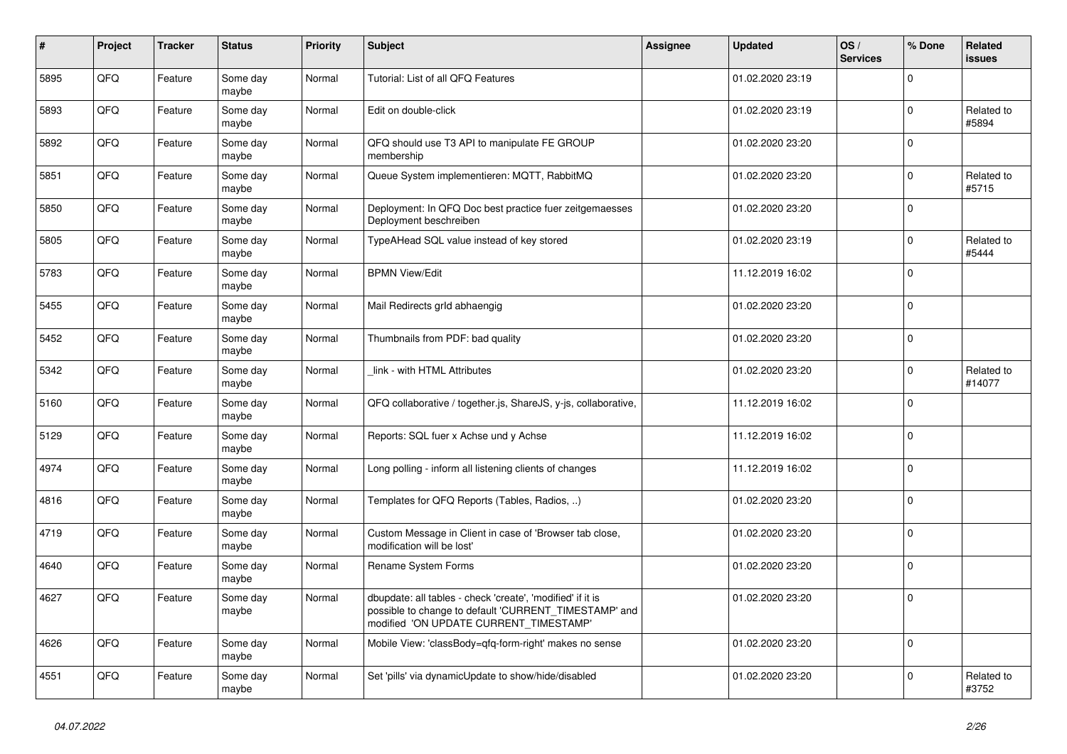| # | Project | Tracker | Status | Priority | Subject | Assignee | Updated | OS / Services | % Done | Related issues |
|---|---|---|---|---|---|---|---|---|---|---|
| 5895 | QFQ | Feature | Some day maybe | Normal | Tutorial: List of all QFQ Features | | 01.02.2020 23:19 | | 0 | |
| 5893 | QFQ | Feature | Some day maybe | Normal | Edit on double-click | | 01.02.2020 23:19 | | 0 | Related to #5894 |
| 5892 | QFQ | Feature | Some day maybe | Normal | QFQ should use T3 API to manipulate FE GROUP membership | | 01.02.2020 23:20 | | 0 | |
| 5851 | QFQ | Feature | Some day maybe | Normal | Queue System implementieren: MQTT, RabbitMQ | | 01.02.2020 23:20 | | 0 | Related to #5715 |
| 5850 | QFQ | Feature | Some day maybe | Normal | Deployment: In QFQ Doc best practice fuer zeitgemaesses Deployment beschreiben | | 01.02.2020 23:20 | | 0 | |
| 5805 | QFQ | Feature | Some day maybe | Normal | TypeAHead SQL value instead of key stored | | 01.02.2020 23:19 | | 0 | Related to #5444 |
| 5783 | QFQ | Feature | Some day maybe | Normal | BPMN View/Edit | | 11.12.2019 16:02 | | 0 | |
| 5455 | QFQ | Feature | Some day maybe | Normal | Mail Redirects grId abhaengig | | 01.02.2020 23:20 | | 0 | |
| 5452 | QFQ | Feature | Some day maybe | Normal | Thumbnails from PDF: bad quality | | 01.02.2020 23:20 | | 0 | |
| 5342 | QFQ | Feature | Some day maybe | Normal | _link - with HTML Attributes | | 01.02.2020 23:20 | | 0 | Related to #14077 |
| 5160 | QFQ | Feature | Some day maybe | Normal | QFQ collaborative / together.js, ShareJS, y-js, collaborative, | | 11.12.2019 16:02 | | 0 | |
| 5129 | QFQ | Feature | Some day maybe | Normal | Reports: SQL fuer x Achse und y Achse | | 11.12.2019 16:02 | | 0 | |
| 4974 | QFQ | Feature | Some day maybe | Normal | Long polling - inform all listening clients of changes | | 11.12.2019 16:02 | | 0 | |
| 4816 | QFQ | Feature | Some day maybe | Normal | Templates for QFQ Reports (Tables, Radios, ..) | | 01.02.2020 23:20 | | 0 | |
| 4719 | QFQ | Feature | Some day maybe | Normal | Custom Message in Client in case of 'Browser tab close, modification will be lost' | | 01.02.2020 23:20 | | 0 | |
| 4640 | QFQ | Feature | Some day maybe | Normal | Rename System Forms | | 01.02.2020 23:20 | | 0 | |
| 4627 | QFQ | Feature | Some day maybe | Normal | dbupdate: all tables - check 'create', 'modified' if it is possible to change to default 'CURRENT_TIMESTAMP' and modified 'ON UPDATE CURRENT_TIMESTAMP' | | 01.02.2020 23:20 | | 0 | |
| 4626 | QFQ | Feature | Some day maybe | Normal | Mobile View: 'classBody=qfq-form-right' makes no sense | | 01.02.2020 23:20 | | 0 | |
| 4551 | QFQ | Feature | Some day maybe | Normal | Set 'pills' via dynamicUpdate to show/hide/disabled | | 01.02.2020 23:20 | | 0 | Related to #3752 |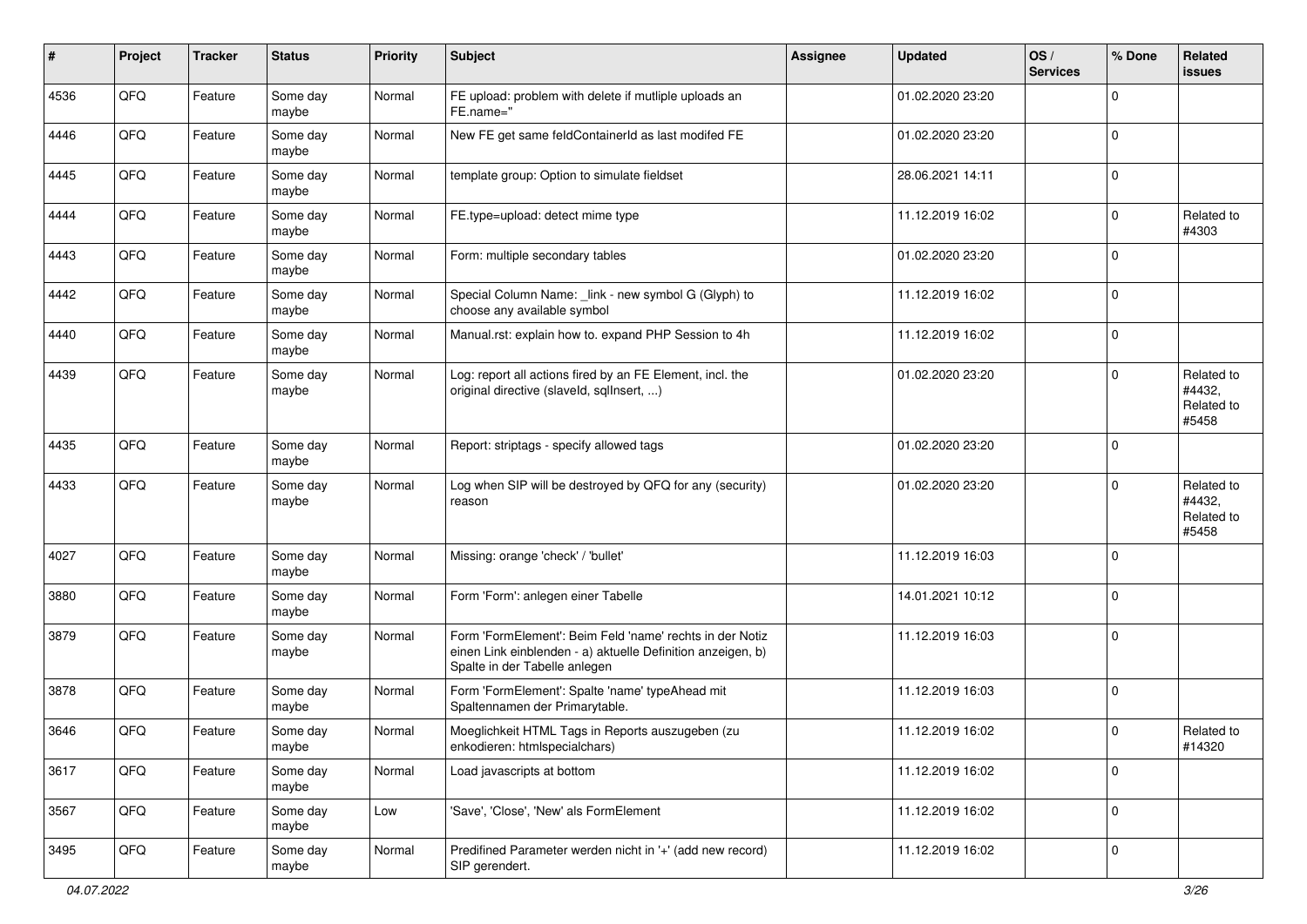| # | Project | Tracker | Status | Priority | Subject | Assignee | Updated | OS / Services | % Done | Related issues |
|---|---|---|---|---|---|---|---|---|---|---|
| 4536 | QFQ | Feature | Some day maybe | Normal | FE upload: problem with delete if mutliple uploads an FE.name=" |  | 01.02.2020 23:20 |  | 0 |  |
| 4446 | QFQ | Feature | Some day maybe | Normal | New FE get same feldContainerId as last modifed FE |  | 01.02.2020 23:20 |  | 0 |  |
| 4445 | QFQ | Feature | Some day maybe | Normal | template group: Option to simulate fieldset |  | 28.06.2021 14:11 |  | 0 |  |
| 4444 | QFQ | Feature | Some day maybe | Normal | FE.type=upload: detect mime type |  | 11.12.2019 16:02 |  | 0 | Related to #4303 |
| 4443 | QFQ | Feature | Some day maybe | Normal | Form: multiple secondary tables |  | 01.02.2020 23:20 |  | 0 |  |
| 4442 | QFQ | Feature | Some day maybe | Normal | Special Column Name: _link - new symbol G (Glyph) to choose any available symbol |  | 11.12.2019 16:02 |  | 0 |  |
| 4440 | QFQ | Feature | Some day maybe | Normal | Manual.rst: explain how to. expand PHP Session to 4h |  | 11.12.2019 16:02 |  | 0 |  |
| 4439 | QFQ | Feature | Some day maybe | Normal | Log: report all actions fired by an FE Element, incl. the original directive (slaveId, sqlInsert, ...) |  | 01.02.2020 23:20 |  | 0 | Related to #4432, Related to #5458 |
| 4435 | QFQ | Feature | Some day maybe | Normal | Report: striptags - specify allowed tags |  | 01.02.2020 23:20 |  | 0 |  |
| 4433 | QFQ | Feature | Some day maybe | Normal | Log when SIP will be destroyed by QFQ for any (security) reason |  | 01.02.2020 23:20 |  | 0 | Related to #4432, Related to #5458 |
| 4027 | QFQ | Feature | Some day maybe | Normal | Missing: orange 'check' / 'bullet' |  | 11.12.2019 16:03 |  | 0 |  |
| 3880 | QFQ | Feature | Some day maybe | Normal | Form 'Form': anlegen einer Tabelle |  | 14.01.2021 10:12 |  | 0 |  |
| 3879 | QFQ | Feature | Some day maybe | Normal | Form 'FormElement': Beim Feld 'name' rechts in der Notiz einen Link einblenden - a) aktuelle Definition anzeigen, b) Spalte in der Tabelle anlegen |  | 11.12.2019 16:03 |  | 0 |  |
| 3878 | QFQ | Feature | Some day maybe | Normal | Form 'FormElement': Spalte 'name' typeAhead mit Spaltennamen der Primarytable. |  | 11.12.2019 16:03 |  | 0 |  |
| 3646 | QFQ | Feature | Some day maybe | Normal | Moeglichkeit HTML Tags in Reports auszugeben (zu enkodieren: htmlspecialchars) |  | 11.12.2019 16:02 |  | 0 | Related to #14320 |
| 3617 | QFQ | Feature | Some day maybe | Normal | Load javascripts at bottom |  | 11.12.2019 16:02 |  | 0 |  |
| 3567 | QFQ | Feature | Some day maybe | Low | 'Save', 'Close', 'New' als FormElement |  | 11.12.2019 16:02 |  | 0 |  |
| 3495 | QFQ | Feature | Some day maybe | Normal | Predifined Parameter werden nicht in '+' (add new record) SIP gerendert. |  | 11.12.2019 16:02 |  | 0 |  |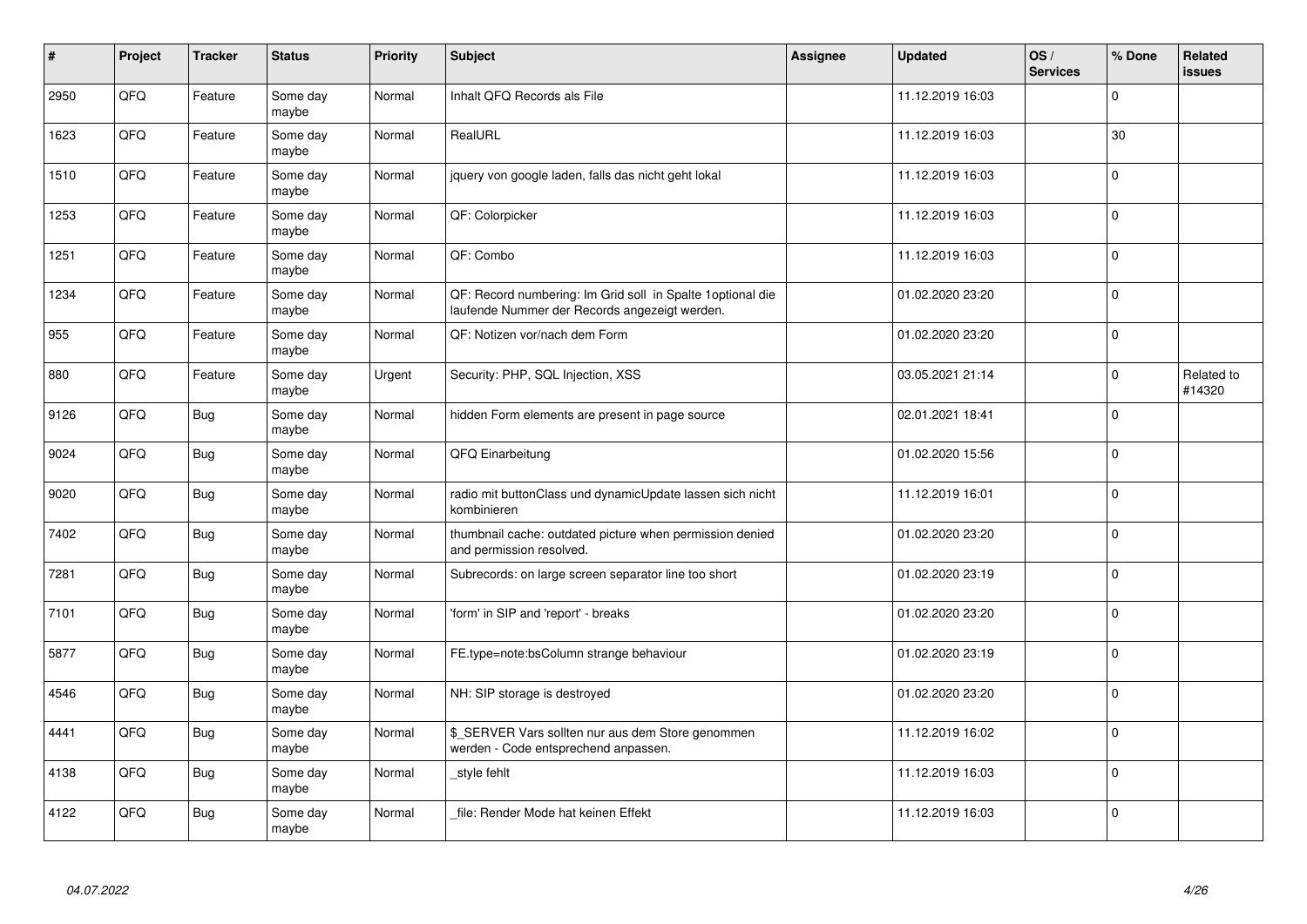| # | Project | Tracker | Status | Priority | Subject | Assignee | Updated | OS / Services | % Done | Related issues |
|---|---|---|---|---|---|---|---|---|---|---|
| 2950 | QFQ | Feature | Some day maybe | Normal | Inhalt QFQ Records als File | | 11.12.2019 16:03 | | 0 | |
| 1623 | QFQ | Feature | Some day maybe | Normal | RealURL | | 11.12.2019 16:03 | | 30 | |
| 1510 | QFQ | Feature | Some day maybe | Normal | jquery von google laden, falls das nicht geht lokal | | 11.12.2019 16:03 | | 0 | |
| 1253 | QFQ | Feature | Some day maybe | Normal | QF: Colorpicker | | 11.12.2019 16:03 | | 0 | |
| 1251 | QFQ | Feature | Some day maybe | Normal | QF: Combo | | 11.12.2019 16:03 | | 0 | |
| 1234 | QFQ | Feature | Some day maybe | Normal | QF: Record numbering: Im Grid soll in Spalte 1optional die laufende Nummer der Records angezeigt werden. | | 01.02.2020 23:20 | | 0 | |
| 955 | QFQ | Feature | Some day maybe | Normal | QF: Notizen vor/nach dem Form | | 01.02.2020 23:20 | | 0 | |
| 880 | QFQ | Feature | Some day maybe | Urgent | Security: PHP, SQL Injection, XSS | | 03.05.2021 21:14 | | 0 | Related to #14320 |
| 9126 | QFQ | Bug | Some day maybe | Normal | hidden Form elements are present in page source | | 02.01.2021 18:41 | | 0 | |
| 9024 | QFQ | Bug | Some day maybe | Normal | QFQ Einarbeitung | | 01.02.2020 15:56 | | 0 | |
| 9020 | QFQ | Bug | Some day maybe | Normal | radio mit buttonClass und dynamicUpdate lassen sich nicht kombinieren | | 11.12.2019 16:01 | | 0 | |
| 7402 | QFQ | Bug | Some day maybe | Normal | thumbnail cache: outdated picture when permission denied and permission resolved. | | 01.02.2020 23:20 | | 0 | |
| 7281 | QFQ | Bug | Some day maybe | Normal | Subrecords: on large screen separator line too short | | 01.02.2020 23:19 | | 0 | |
| 7101 | QFQ | Bug | Some day maybe | Normal | 'form' in SIP and 'report' - breaks | | 01.02.2020 23:20 | | 0 | |
| 5877 | QFQ | Bug | Some day maybe | Normal | FE.type=note:bsColumn strange behaviour | | 01.02.2020 23:19 | | 0 | |
| 4546 | QFQ | Bug | Some day maybe | Normal | NH: SIP storage is destroyed | | 01.02.2020 23:20 | | 0 | |
| 4441 | QFQ | Bug | Some day maybe | Normal | $_SERVER Vars sollten nur aus dem Store genommen werden - Code entsprechend anpassen. | | 11.12.2019 16:02 | | 0 | |
| 4138 | QFQ | Bug | Some day maybe | Normal | _style fehlt | | 11.12.2019 16:03 | | 0 | |
| 4122 | QFQ | Bug | Some day maybe | Normal | _file: Render Mode hat keinen Effekt | | 11.12.2019 16:03 | | 0 | |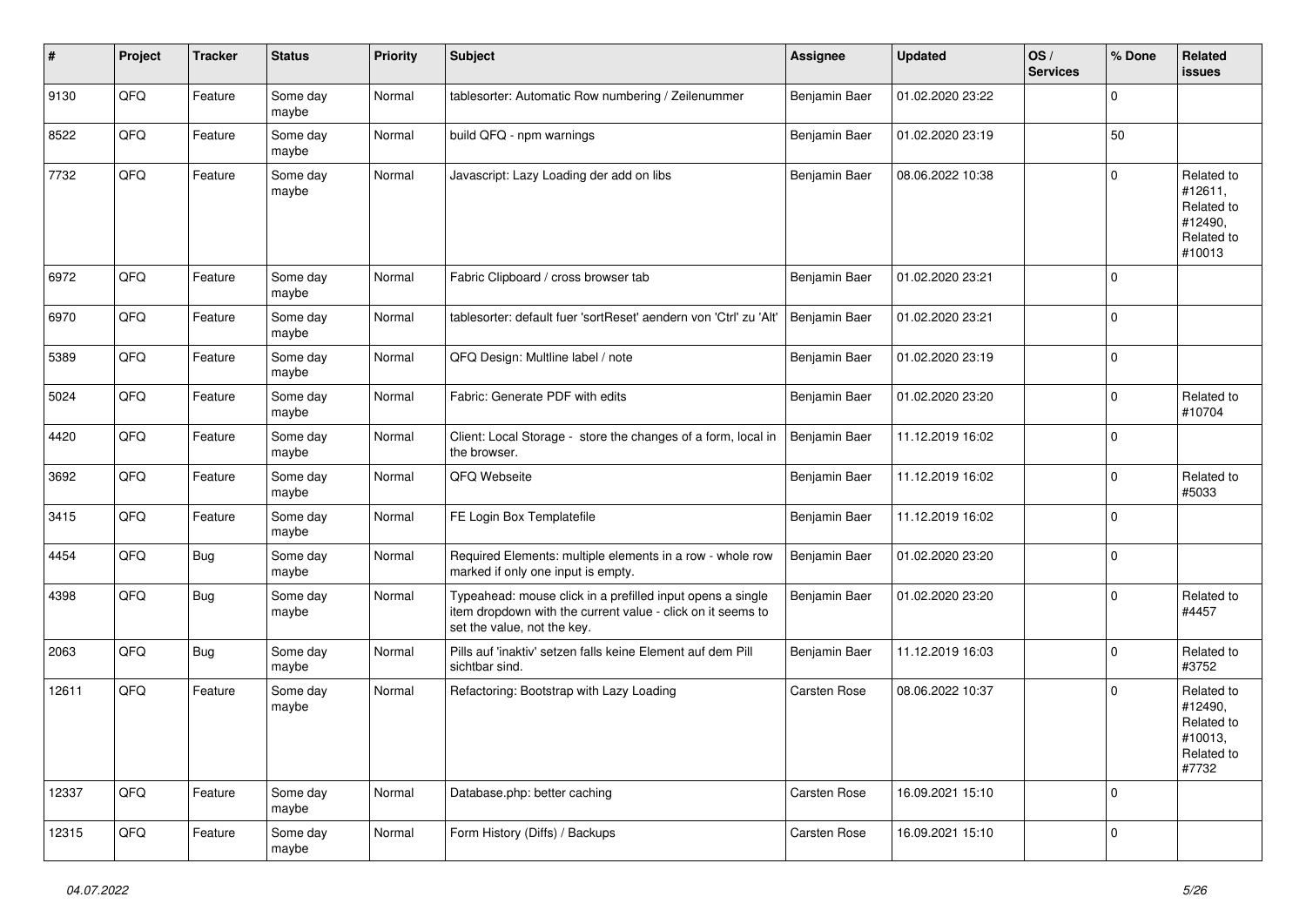| # | Project | Tracker | Status | Priority | Subject | Assignee | Updated | OS / Services | % Done | Related issues |
|---|---|---|---|---|---|---|---|---|---|---|
| 9130 | QFQ | Feature | Some day maybe | Normal | tablesorter: Automatic Row numbering / Zeilenummer | Benjamin Baer | 01.02.2020 23:22 | | 0 | |
| 8522 | QFQ | Feature | Some day maybe | Normal | build QFQ - npm warnings | Benjamin Baer | 01.02.2020 23:19 | | 50 | |
| 7732 | QFQ | Feature | Some day maybe | Normal | Javascript: Lazy Loading der add on libs | Benjamin Baer | 08.06.2022 10:38 | | 0 | Related to #12611, Related to #12490, Related to #10013 |
| 6972 | QFQ | Feature | Some day maybe | Normal | Fabric Clipboard / cross browser tab | Benjamin Baer | 01.02.2020 23:21 | | 0 | |
| 6970 | QFQ | Feature | Some day maybe | Normal | tablesorter: default fuer 'sortReset' aendern von 'Ctrl' zu 'Alt' | Benjamin Baer | 01.02.2020 23:21 | | 0 | |
| 5389 | QFQ | Feature | Some day maybe | Normal | QFQ Design: Multline label / note | Benjamin Baer | 01.02.2020 23:19 | | 0 | |
| 5024 | QFQ | Feature | Some day maybe | Normal | Fabric: Generate PDF with edits | Benjamin Baer | 01.02.2020 23:20 | | 0 | Related to #10704 |
| 4420 | QFQ | Feature | Some day maybe | Normal | Client: Local Storage - store the changes of a form, local in the browser. | Benjamin Baer | 11.12.2019 16:02 | | 0 | |
| 3692 | QFQ | Feature | Some day maybe | Normal | QFQ Webseite | Benjamin Baer | 11.12.2019 16:02 | | 0 | Related to #5033 |
| 3415 | QFQ | Feature | Some day maybe | Normal | FE Login Box Templatefile | Benjamin Baer | 11.12.2019 16:02 | | 0 | |
| 4454 | QFQ | Bug | Some day maybe | Normal | Required Elements: multiple elements in a row - whole row marked if only one input is empty. | Benjamin Baer | 01.02.2020 23:20 | | 0 | |
| 4398 | QFQ | Bug | Some day maybe | Normal | Typeahead: mouse click in a prefilled input opens a single item dropdown with the current value - click on it seems to set the value, not the key. | Benjamin Baer | 01.02.2020 23:20 | | 0 | Related to #4457 |
| 2063 | QFQ | Bug | Some day maybe | Normal | Pills auf 'inaktiv' setzen falls keine Element auf dem Pill sichtbar sind. | Benjamin Baer | 11.12.2019 16:03 | | 0 | Related to #3752 |
| 12611 | QFQ | Feature | Some day maybe | Normal | Refactoring: Bootstrap with Lazy Loading | Carsten Rose | 08.06.2022 10:37 | | 0 | Related to #12490, Related to #10013, Related to #7732 |
| 12337 | QFQ | Feature | Some day maybe | Normal | Database.php: better caching | Carsten Rose | 16.09.2021 15:10 | | 0 | |
| 12315 | QFQ | Feature | Some day maybe | Normal | Form History (Diffs) / Backups | Carsten Rose | 16.09.2021 15:10 | | 0 | |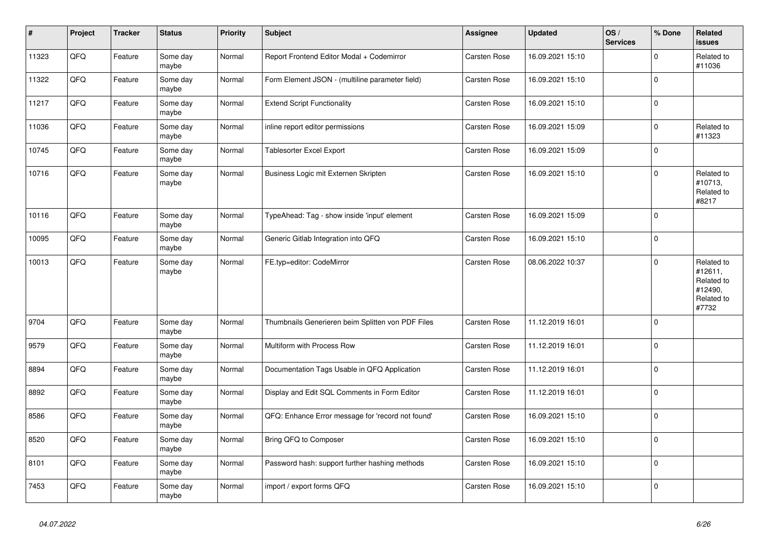| # | Project | Tracker | Status | Priority | Subject | Assignee | Updated | OS / Services | % Done | Related issues |
|---|---|---|---|---|---|---|---|---|---|---|
| 11323 | QFQ | Feature | Some day maybe | Normal | Report Frontend Editor Modal + Codemirror | Carsten Rose | 16.09.2021 15:10 | | 0 | Related to #11036 |
| 11322 | QFQ | Feature | Some day maybe | Normal | Form Element JSON - (multiline parameter field) | Carsten Rose | 16.09.2021 15:10 | | 0 | |
| 11217 | QFQ | Feature | Some day maybe | Normal | Extend Script Functionality | Carsten Rose | 16.09.2021 15:10 | | 0 | |
| 11036 | QFQ | Feature | Some day maybe | Normal | inline report editor permissions | Carsten Rose | 16.09.2021 15:09 | | 0 | Related to #11323 |
| 10745 | QFQ | Feature | Some day maybe | Normal | Tablesorter Excel Export | Carsten Rose | 16.09.2021 15:09 | | 0 | |
| 10716 | QFQ | Feature | Some day maybe | Normal | Business Logic mit Externen Skripten | Carsten Rose | 16.09.2021 15:10 | | 0 | Related to #10713, Related to #8217 |
| 10116 | QFQ | Feature | Some day maybe | Normal | TypeAhead: Tag - show inside 'input' element | Carsten Rose | 16.09.2021 15:09 | | 0 | |
| 10095 | QFQ | Feature | Some day maybe | Normal | Generic Gitlab Integration into QFQ | Carsten Rose | 16.09.2021 15:10 | | 0 | |
| 10013 | QFQ | Feature | Some day maybe | Normal | FE.typ=editor: CodeMirror | Carsten Rose | 08.06.2022 10:37 | | 0 | Related to #12611, Related to #12490, Related to #7732 |
| 9704 | QFQ | Feature | Some day maybe | Normal | Thumbnails Generieren beim Splitten von PDF Files | Carsten Rose | 11.12.2019 16:01 | | 0 | |
| 9579 | QFQ | Feature | Some day maybe | Normal | Multiform with Process Row | Carsten Rose | 11.12.2019 16:01 | | 0 | |
| 8894 | QFQ | Feature | Some day maybe | Normal | Documentation Tags Usable in QFQ Application | Carsten Rose | 11.12.2019 16:01 | | 0 | |
| 8892 | QFQ | Feature | Some day maybe | Normal | Display and Edit SQL Comments in Form Editor | Carsten Rose | 11.12.2019 16:01 | | 0 | |
| 8586 | QFQ | Feature | Some day maybe | Normal | QFQ: Enhance Error message for 'record not found' | Carsten Rose | 16.09.2021 15:10 | | 0 | |
| 8520 | QFQ | Feature | Some day maybe | Normal | Bring QFQ to Composer | Carsten Rose | 16.09.2021 15:10 | | 0 | |
| 8101 | QFQ | Feature | Some day maybe | Normal | Password hash: support further hashing methods | Carsten Rose | 16.09.2021 15:10 | | 0 | |
| 7453 | QFQ | Feature | Some day maybe | Normal | import / export forms QFQ | Carsten Rose | 16.09.2021 15:10 | | 0 | |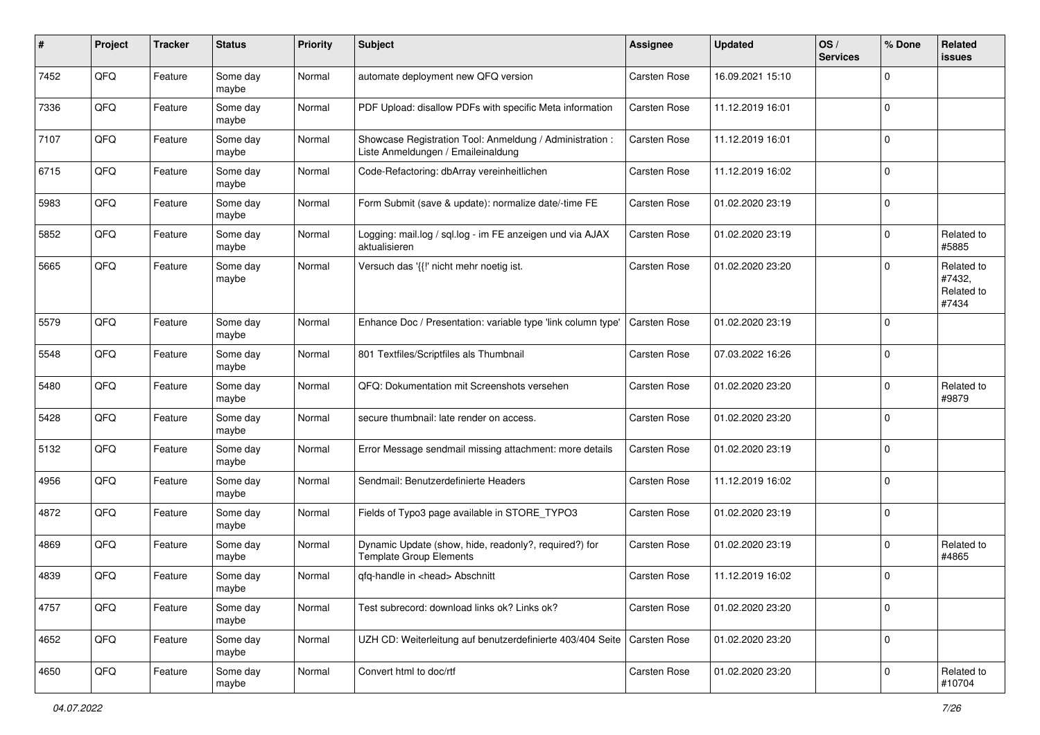| # | Project | Tracker | Status | Priority | Subject | Assignee | Updated | OS / Services | % Done | Related issues |
|---|---|---|---|---|---|---|---|---|---|---|
| 7452 | QFQ | Feature | Some day maybe | Normal | automate deployment new QFQ version | Carsten Rose | 16.09.2021 15:10 | | 0 | |
| 7336 | QFQ | Feature | Some day maybe | Normal | PDF Upload: disallow PDFs with specific Meta information | Carsten Rose | 11.12.2019 16:01 | | 0 | |
| 7107 | QFQ | Feature | Some day maybe | Normal | Showcase Registration Tool: Anmeldung / Administration : Liste Anmeldungen / Emaileinaldung | Carsten Rose | 11.12.2019 16:01 | | 0 | |
| 6715 | QFQ | Feature | Some day maybe | Normal | Code-Refactoring: dbArray vereinheitlichen | Carsten Rose | 11.12.2019 16:02 | | 0 | |
| 5983 | QFQ | Feature | Some day maybe | Normal | Form Submit (save & update): normalize date/-time FE | Carsten Rose | 01.02.2020 23:19 | | 0 | |
| 5852 | QFQ | Feature | Some day maybe | Normal | Logging: mail.log / sql.log - im FE anzeigen und via AJAX aktualisieren | Carsten Rose | 01.02.2020 23:19 | | 0 | Related to #5885 |
| 5665 | QFQ | Feature | Some day maybe | Normal | Versuch das '{{!' nicht mehr noetig ist. | Carsten Rose | 01.02.2020 23:20 | | 0 | Related to #7432, Related to #7434 |
| 5579 | QFQ | Feature | Some day maybe | Normal | Enhance Doc / Presentation: variable type 'link column type' | Carsten Rose | 01.02.2020 23:19 | | 0 | |
| 5548 | QFQ | Feature | Some day maybe | Normal | 801 Textfiles/Scriptfiles als Thumbnail | Carsten Rose | 07.03.2022 16:26 | | 0 | |
| 5480 | QFQ | Feature | Some day maybe | Normal | QFQ: Dokumentation mit Screenshots versehen | Carsten Rose | 01.02.2020 23:20 | | 0 | Related to #9879 |
| 5428 | QFQ | Feature | Some day maybe | Normal | secure thumbnail: late render on access. | Carsten Rose | 01.02.2020 23:20 | | 0 | |
| 5132 | QFQ | Feature | Some day maybe | Normal | Error Message sendmail missing attachment: more details | Carsten Rose | 01.02.2020 23:19 | | 0 | |
| 4956 | QFQ | Feature | Some day maybe | Normal | Sendmail: Benutzerdefinierte Headers | Carsten Rose | 11.12.2019 16:02 | | 0 | |
| 4872 | QFQ | Feature | Some day maybe | Normal | Fields of Typo3 page available in STORE_TYPO3 | Carsten Rose | 01.02.2020 23:19 | | 0 | |
| 4869 | QFQ | Feature | Some day maybe | Normal | Dynamic Update (show, hide, readonly?, required?) for Template Group Elements | Carsten Rose | 01.02.2020 23:19 | | 0 | Related to #4865 |
| 4839 | QFQ | Feature | Some day maybe | Normal | qfq-handle in <head> Abschnitt | Carsten Rose | 11.12.2019 16:02 | | 0 | |
| 4757 | QFQ | Feature | Some day maybe | Normal | Test subrecord: download links ok? Links ok? | Carsten Rose | 01.02.2020 23:20 | | 0 | |
| 4652 | QFQ | Feature | Some day maybe | Normal | UZH CD: Weiterleitung auf benutzerdefinierte 403/404 Seite | Carsten Rose | 01.02.2020 23:20 | | 0 | |
| 4650 | QFQ | Feature | Some day maybe | Normal | Convert html to doc/rtf | Carsten Rose | 01.02.2020 23:20 | | 0 | Related to #10704 |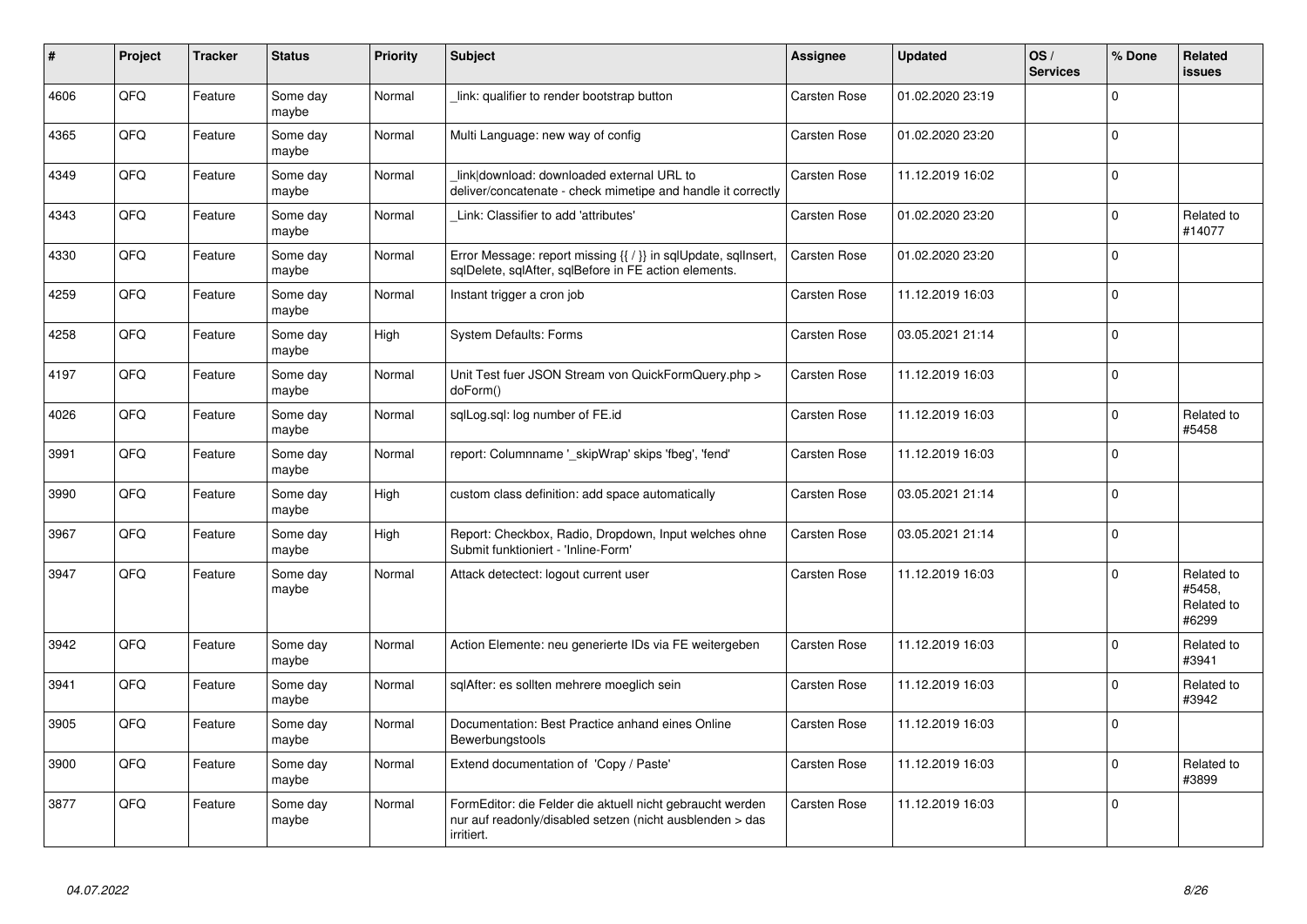| # | Project | Tracker | Status | Priority | Subject | Assignee | Updated | OS / Services | % Done | Related issues |
|---|---|---|---|---|---|---|---|---|---|---|
| 4606 | QFO | Feature | Some day maybe | Normal | _link: qualifier to render bootstrap button | Carsten Rose | 01.02.2020 23:19 | | 0 | |
| 4365 | QFO | Feature | Some day maybe | Normal | Multi Language: new way of config | Carsten Rose | 01.02.2020 23:20 | | 0 | |
| 4349 | QFO | Feature | Some day maybe | Normal | _link\|download: downloaded external URL to deliver/concatenate - check mimetipe and handle it correctly | Carsten Rose | 11.12.2019 16:02 | | 0 | |
| 4343 | QFO | Feature | Some day maybe | Normal | _Link: Classifier to add 'attributes' | Carsten Rose | 01.02.2020 23:20 | | 0 | Related to #14077 |
| 4330 | QFO | Feature | Some day maybe | Normal | Error Message: report missing {{ / }} in sqlUpdate, sqlInsert, sqlDelete, sqlAfter, sqlBefore in FE action elements. | Carsten Rose | 01.02.2020 23:20 | | 0 | |
| 4259 | QFO | Feature | Some day maybe | Normal | Instant trigger a cron job | Carsten Rose | 11.12.2019 16:03 | | 0 | |
| 4258 | QFO | Feature | Some day maybe | High | System Defaults: Forms | Carsten Rose | 03.05.2021 21:14 | | 0 | |
| 4197 | QFO | Feature | Some day maybe | Normal | Unit Test fuer JSON Stream von QuickFormQuery.php > doForm() | Carsten Rose | 11.12.2019 16:03 | | 0 | |
| 4026 | QFO | Feature | Some day maybe | Normal | sqlLog.sql: log number of FE.id | Carsten Rose | 11.12.2019 16:03 | | 0 | Related to #5458 |
| 3991 | QFO | Feature | Some day maybe | Normal | report: Columnname '_skipWrap' skips 'fbeg', 'fend' | Carsten Rose | 11.12.2019 16:03 | | 0 | |
| 3990 | QFO | Feature | Some day maybe | High | custom class definition: add space automatically | Carsten Rose | 03.05.2021 21:14 | | 0 | |
| 3967 | QFO | Feature | Some day maybe | High | Report: Checkbox, Radio, Dropdown, Input welches ohne Submit funktioniert - 'Inline-Form' | Carsten Rose | 03.05.2021 21:14 | | 0 | |
| 3947 | QFO | Feature | Some day maybe | Normal | Attack detectect: logout current user | Carsten Rose | 11.12.2019 16:03 | | 0 | Related to #5458, Related to #6299 |
| 3942 | QFO | Feature | Some day maybe | Normal | Action Elemente: neu generierte IDs via FE weitergeben | Carsten Rose | 11.12.2019 16:03 | | 0 | Related to #3941 |
| 3941 | QFO | Feature | Some day maybe | Normal | sqlAfter: es sollten mehrere moeglich sein | Carsten Rose | 11.12.2019 16:03 | | 0 | Related to #3942 |
| 3905 | QFO | Feature | Some day maybe | Normal | Documentation: Best Practice anhand eines Online Bewerbungstools | Carsten Rose | 11.12.2019 16:03 | | 0 | |
| 3900 | QFO | Feature | Some day maybe | Normal | Extend documentation of 'Copy / Paste' | Carsten Rose | 11.12.2019 16:03 | | 0 | Related to #3899 |
| 3877 | QFO | Feature | Some day maybe | Normal | FormEditor: die Felder die aktuell nicht gebraucht werden nur auf readonly/disabled setzen (nicht ausblenden > das irritiert. | Carsten Rose | 11.12.2019 16:03 | | 0 | |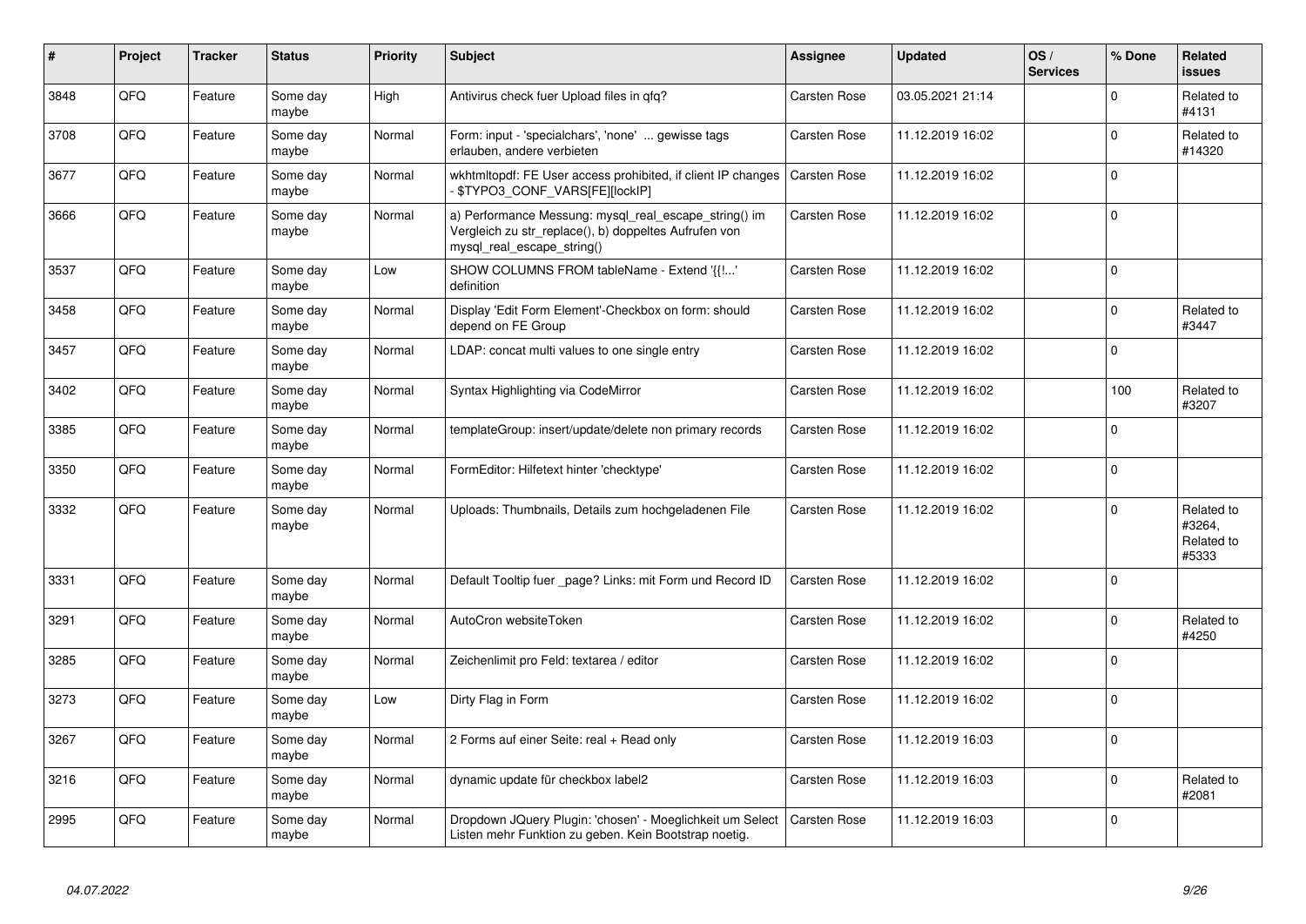| # | Project | Tracker | Status | Priority | Subject | Assignee | Updated | OS / Services | % Done | Related issues |
|---|---|---|---|---|---|---|---|---|---|---|
| 3848 | QFQ | Feature | Some day maybe | High | Antivirus check fuer Upload files in qfq? | Carsten Rose | 03.05.2021 21:14 | | 0 | Related to #4131 |
| 3708 | QFQ | Feature | Some day maybe | Normal | Form: input - 'specialchars', 'none' ... gewisse tags erlauben, andere verbieten | Carsten Rose | 11.12.2019 16:02 | | 0 | Related to #14320 |
| 3677 | QFQ | Feature | Some day maybe | Normal | wkhtmltopdf: FE User access prohibited, if client IP changes - $TYPO3_CONF_VARS[FE][lockIP] | Carsten Rose | 11.12.2019 16:02 | | 0 | |
| 3666 | QFQ | Feature | Some day maybe | Normal | a) Performance Messung: mysql_real_escape_string() im Vergleich zu str_replace(), b) doppeltes Aufrufen von mysql_real_escape_string() | Carsten Rose | 11.12.2019 16:02 | | 0 | |
| 3537 | QFQ | Feature | Some day maybe | Low | SHOW COLUMNS FROM tableName - Extend '{{!...' definition | Carsten Rose | 11.12.2019 16:02 | | 0 | |
| 3458 | QFQ | Feature | Some day maybe | Normal | Display 'Edit Form Element'-Checkbox on form: should depend on FE Group | Carsten Rose | 11.12.2019 16:02 | | 0 | Related to #3447 |
| 3457 | QFQ | Feature | Some day maybe | Normal | LDAP: concat multi values to one single entry | Carsten Rose | 11.12.2019 16:02 | | 0 | |
| 3402 | QFQ | Feature | Some day maybe | Normal | Syntax Highlighting via CodeMirror | Carsten Rose | 11.12.2019 16:02 | | 100 | Related to #3207 |
| 3385 | QFQ | Feature | Some day maybe | Normal | templateGroup: insert/update/delete non primary records | Carsten Rose | 11.12.2019 16:02 | | 0 | |
| 3350 | QFQ | Feature | Some day maybe | Normal | FormEditor: Hilfetext hinter 'checktype' | Carsten Rose | 11.12.2019 16:02 | | 0 | |
| 3332 | QFQ | Feature | Some day maybe | Normal | Uploads: Thumbnails, Details zum hochgeladenen File | Carsten Rose | 11.12.2019 16:02 | | 0 | Related to #3264, Related to #5333 |
| 3331 | QFQ | Feature | Some day maybe | Normal | Default Tooltip fuer _page? Links: mit Form und Record ID | Carsten Rose | 11.12.2019 16:02 | | 0 | |
| 3291 | QFQ | Feature | Some day maybe | Normal | AutoCron websiteToken | Carsten Rose | 11.12.2019 16:02 | | 0 | Related to #4250 |
| 3285 | QFQ | Feature | Some day maybe | Normal | Zeichenlimit pro Feld: textarea / editor | Carsten Rose | 11.12.2019 16:02 | | 0 | |
| 3273 | QFQ | Feature | Some day maybe | Low | Dirty Flag in Form | Carsten Rose | 11.12.2019 16:02 | | 0 | |
| 3267 | QFQ | Feature | Some day maybe | Normal | 2 Forms auf einer Seite: real + Read only | Carsten Rose | 11.12.2019 16:03 | | 0 | |
| 3216 | QFQ | Feature | Some day maybe | Normal | dynamic update für checkbox label2 | Carsten Rose | 11.12.2019 16:03 | | 0 | Related to #2081 |
| 2995 | QFQ | Feature | Some day maybe | Normal | Dropdown JQuery Plugin: 'chosen' - Moeglichkeit um Select Listen mehr Funktion zu geben. Kein Bootstrap noetig. | Carsten Rose | 11.12.2019 16:03 | | 0 | |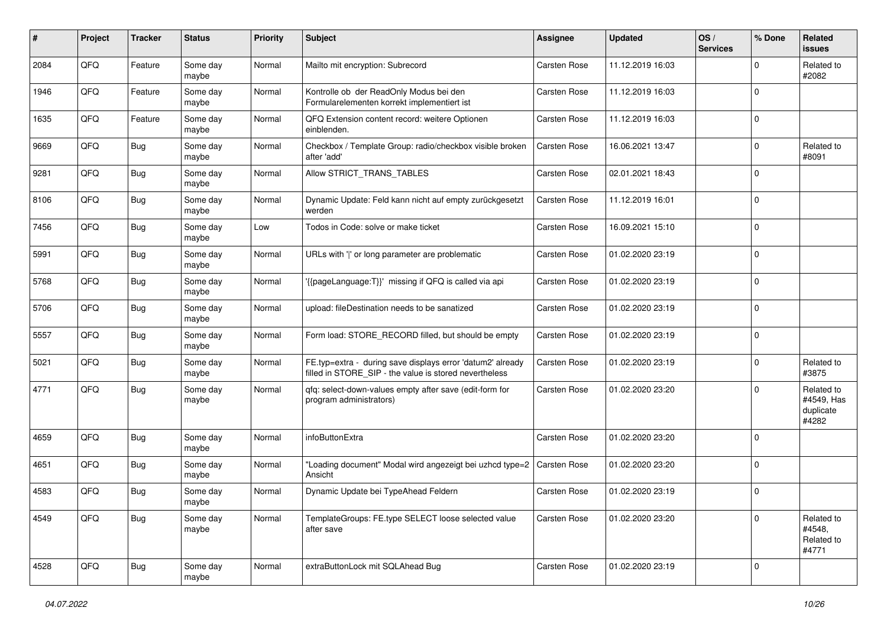| # | Project | Tracker | Status | Priority | Subject | Assignee | Updated | OS / Services | % Done | Related issues |
|---|---|---|---|---|---|---|---|---|---|---|
| 2084 | QFQ | Feature | Some day maybe | Normal | Mailto mit encryption: Subrecord | Carsten Rose | 11.12.2019 16:03 | | 0 | Related to #2082 |
| 1946 | QFQ | Feature | Some day maybe | Normal | Kontrolle ob der ReadOnly Modus bei den Formularelementen korrekt implementiert ist | Carsten Rose | 11.12.2019 16:03 | | 0 | |
| 1635 | QFQ | Feature | Some day maybe | Normal | QFQ Extension content record: weitere Optionen einblenden. | Carsten Rose | 11.12.2019 16:03 | | 0 | |
| 9669 | QFQ | Bug | Some day maybe | Normal | Checkbox / Template Group: radio/checkbox visible broken after 'add' | Carsten Rose | 16.06.2021 13:47 | | 0 | Related to #8091 |
| 9281 | QFQ | Bug | Some day maybe | Normal | Allow STRICT_TRANS_TABLES | Carsten Rose | 02.01.2021 18:43 | | 0 | |
| 8106 | QFQ | Bug | Some day maybe | Normal | Dynamic Update: Feld kann nicht auf empty zurückgesetzt werden | Carsten Rose | 11.12.2019 16:01 | | 0 | |
| 7456 | QFQ | Bug | Some day maybe | Low | Todos in Code: solve or make ticket | Carsten Rose | 16.09.2021 15:10 | | 0 | |
| 5991 | QFQ | Bug | Some day maybe | Normal | URLs with '\|' or long parameter are problematic | Carsten Rose | 01.02.2020 23:19 | | 0 | |
| 5768 | QFQ | Bug | Some day maybe | Normal | '{{pageLanguage:T}}' missing if QFQ is called via api | Carsten Rose | 01.02.2020 23:19 | | 0 | |
| 5706 | QFQ | Bug | Some day maybe | Normal | upload: fileDestination needs to be sanatized | Carsten Rose | 01.02.2020 23:19 | | 0 | |
| 5557 | QFQ | Bug | Some day maybe | Normal | Form load: STORE_RECORD filled, but should be empty | Carsten Rose | 01.02.2020 23:19 | | 0 | |
| 5021 | QFQ | Bug | Some day maybe | Normal | FE.typ=extra - during save displays error 'datum2' already filled in STORE_SIP - the value is stored nevertheless | Carsten Rose | 01.02.2020 23:19 | | 0 | Related to #3875 |
| 4771 | QFQ | Bug | Some day maybe | Normal | qfq: select-down-values empty after save (edit-form for program administrators) | Carsten Rose | 01.02.2020 23:20 | | 0 | Related to #4549, Has duplicate #4282 |
| 4659 | QFQ | Bug | Some day maybe | Normal | infoButtonExtra | Carsten Rose | 01.02.2020 23:20 | | 0 | |
| 4651 | QFQ | Bug | Some day maybe | Normal | "Loading document" Modal wird angezeigt bei uzhcd type=2 Ansicht | Carsten Rose | 01.02.2020 23:20 | | 0 | |
| 4583 | QFQ | Bug | Some day maybe | Normal | Dynamic Update bei TypeAhead Feldern | Carsten Rose | 01.02.2020 23:19 | | 0 | |
| 4549 | QFQ | Bug | Some day maybe | Normal | TemplateGroups: FE.type SELECT loose selected value after save | Carsten Rose | 01.02.2020 23:20 | | 0 | Related to #4548, Related to #4771 |
| 4528 | QFQ | Bug | Some day maybe | Normal | extraButtonLock mit SQLAhead Bug | Carsten Rose | 01.02.2020 23:19 | | 0 | |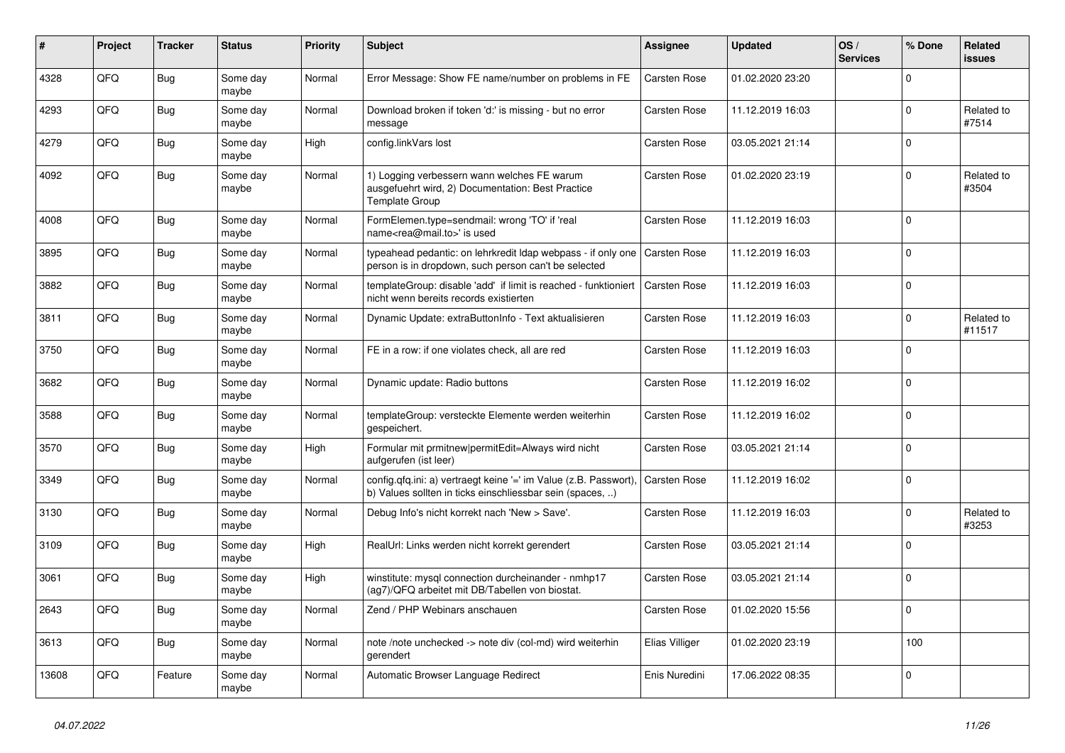| # | Project | Tracker | Status | Priority | Subject | Assignee | Updated | OS / Services | % Done | Related issues |
|---|---|---|---|---|---|---|---|---|---|---|
| 4328 | QFQ | Bug | Some day maybe | Normal | Error Message: Show FE name/number on problems in FE | Carsten Rose | 01.02.2020 23:20 | | 0 | |
| 4293 | QFQ | Bug | Some day maybe | Normal | Download broken if token 'd:' is missing - but no error message | Carsten Rose | 11.12.2019 16:03 | | 0 | Related to #7514 |
| 4279 | QFQ | Bug | Some day maybe | High | config.linkVars lost | Carsten Rose | 03.05.2021 21:14 | | 0 | |
| 4092 | QFQ | Bug | Some day maybe | Normal | 1) Logging verbessern wann welches FE warum ausgefuehrt wird, 2) Documentation: Best Practice Template Group | Carsten Rose | 01.02.2020 23:19 | | 0 | Related to #3504 |
| 4008 | QFQ | Bug | Some day maybe | Normal | FormElemen.type=sendmail: wrong 'TO' if 'real name<rea@mail.to>' is used | Carsten Rose | 11.12.2019 16:03 | | 0 | |
| 3895 | QFQ | Bug | Some day maybe | Normal | typeahead pedantic: on lehrkredit ldap webpass - if only one person is in dropdown, such person can't be selected | Carsten Rose | 11.12.2019 16:03 | | 0 | |
| 3882 | QFQ | Bug | Some day maybe | Normal | templateGroup: disable 'add' if limit is reached - funktioniert nicht wenn bereits records existierten | Carsten Rose | 11.12.2019 16:03 | | 0 | |
| 3811 | QFQ | Bug | Some day maybe | Normal | Dynamic Update: extraButtonInfo - Text aktualisieren | Carsten Rose | 11.12.2019 16:03 | | 0 | Related to #11517 |
| 3750 | QFQ | Bug | Some day maybe | Normal | FE in a row: if one violates check, all are red | Carsten Rose | 11.12.2019 16:03 | | 0 | |
| 3682 | QFQ | Bug | Some day maybe | Normal | Dynamic update: Radio buttons | Carsten Rose | 11.12.2019 16:02 | | 0 | |
| 3588 | QFQ | Bug | Some day maybe | Normal | templateGroup: versteckte Elemente werden weiterhin gespeichert. | Carsten Rose | 11.12.2019 16:02 | | 0 | |
| 3570 | QFQ | Bug | Some day maybe | High | Formular mit prmitnew\|permitEdit=Always wird nicht aufgerufen (ist leer) | Carsten Rose | 03.05.2021 21:14 | | 0 | |
| 3349 | QFQ | Bug | Some day maybe | Normal | config.qfq.ini: a) vertraegt keine '=' im Value (z.B. Passwort), b) Values sollten in ticks einschliessbar sein (spaces, ..) | Carsten Rose | 11.12.2019 16:02 | | 0 | |
| 3130 | QFQ | Bug | Some day maybe | Normal | Debug Info's nicht korrekt nach 'New > Save'. | Carsten Rose | 11.12.2019 16:03 | | 0 | Related to #3253 |
| 3109 | QFQ | Bug | Some day maybe | High | RealUrl: Links werden nicht korrekt gerendert | Carsten Rose | 03.05.2021 21:14 | | 0 | |
| 3061 | QFQ | Bug | Some day maybe | High | winstitute: mysql connection durcheinander - nmhp17 (ag7)/QFQ arbeitet mit DB/Tabellen von biostat. | Carsten Rose | 03.05.2021 21:14 | | 0 | |
| 2643 | QFQ | Bug | Some day maybe | Normal | Zend / PHP Webinars anschauen | Carsten Rose | 01.02.2020 15:56 | | 0 | |
| 3613 | QFQ | Bug | Some day maybe | Normal | note /note unchecked -> note div (col-md) wird weiterhin gerendert | Elias Villiger | 01.02.2020 23:19 | | 100 | |
| 13608 | QFQ | Feature | Some day maybe | Normal | Automatic Browser Language Redirect | Enis Nuredini | 17.06.2022 08:35 | | 0 | |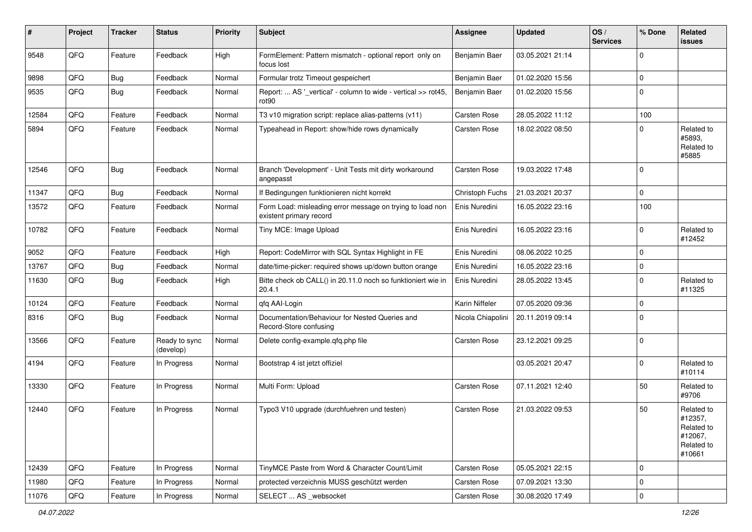| # | Project | Tracker | Status | Priority | Subject | Assignee | Updated | OS / Services | % Done | Related issues |
|---|---|---|---|---|---|---|---|---|---|---|
| 9548 | QFQ | Feature | Feedback | High | FormElement: Pattern mismatch - optional report only on focus lost | Benjamin Baer | 03.05.2021 21:14 | | 0 | |
| 9898 | QFQ | Bug | Feedback | Normal | Formular trotz Timeout gespeichert | Benjamin Baer | 01.02.2020 15:56 | | 0 | |
| 9535 | QFQ | Bug | Feedback | Normal | Report: ... AS '_vertical' - column to wide - vertical >> rot45, rot90 | Benjamin Baer | 01.02.2020 15:56 | | 0 | |
| 12584 | QFQ | Feature | Feedback | Normal | T3 v10 migration script: replace alias-patterns (v11) | Carsten Rose | 28.05.2022 11:12 | | 100 | |
| 5894 | QFQ | Feature | Feedback | Normal | Typeahead in Report: show/hide rows dynamically | Carsten Rose | 18.02.2022 08:50 | | 0 | Related to #5893, Related to #5885 |
| 12546 | QFQ | Bug | Feedback | Normal | Branch 'Development' - Unit Tests mit dirty workaround angepasst | Carsten Rose | 19.03.2022 17:48 | | 0 | |
| 11347 | QFQ | Bug | Feedback | Normal | If Bedingungen funktionieren nicht korrekt | Christoph Fuchs | 21.03.2021 20:37 | | 0 | |
| 13572 | QFQ | Feature | Feedback | Normal | Form Load: misleading error message on trying to load non existent primary record | Enis Nuredini | 16.05.2022 23:16 | | 100 | |
| 10782 | QFQ | Feature | Feedback | Normal | Tiny MCE: Image Upload | Enis Nuredini | 16.05.2022 23:16 | | 0 | Related to #12452 |
| 9052 | QFQ | Feature | Feedback | High | Report: CodeMirror with SQL Syntax Highlight in FE | Enis Nuredini | 08.06.2022 10:25 | | 0 | |
| 13767 | QFQ | Bug | Feedback | Normal | date/time-picker: required shows up/down button orange | Enis Nuredini | 16.05.2022 23:16 | | 0 | |
| 11630 | QFQ | Bug | Feedback | High | Bitte check ob CALL() in 20.11.0 noch so funktioniert wie in 20.4.1 | Enis Nuredini | 28.05.2022 13:45 | | 0 | Related to #11325 |
| 10124 | QFQ | Feature | Feedback | Normal | qfq AAI-Login | Karin Niffeler | 07.05.2020 09:36 | | 0 | |
| 8316 | QFQ | Bug | Feedback | Normal | Documentation/Behaviour for Nested Queries and Record-Store confusing | Nicola Chiapolini | 20.11.2019 09:14 | | 0 | |
| 13566 | QFQ | Feature | Ready to sync (develop) | Normal | Delete config-example.qfq.php file | Carsten Rose | 23.12.2021 09:25 | | 0 | |
| 4194 | QFQ | Feature | In Progress | Normal | Bootstrap 4 ist jetzt offiziel | | 03.05.2021 20:47 | | 0 | Related to #10114 |
| 13330 | QFQ | Feature | In Progress | Normal | Multi Form: Upload | Carsten Rose | 07.11.2021 12:40 | | 50 | Related to #9706 |
| 12440 | QFQ | Feature | In Progress | Normal | Typo3 V10 upgrade (durchfuehren und testen) | Carsten Rose | 21.03.2022 09:53 | | 50 | Related to #12357, Related to #12067, Related to #10661 |
| 12439 | QFQ | Feature | In Progress | Normal | TinyMCE Paste from Word & Character Count/Limit | Carsten Rose | 05.05.2021 22:15 | | 0 | |
| 11980 | QFQ | Feature | In Progress | Normal | protected verzeichnis MUSS geschützt werden | Carsten Rose | 07.09.2021 13:30 | | 0 | |
| 11076 | QFQ | Feature | In Progress | Normal | SELECT ... AS _websocket | Carsten Rose | 30.08.2020 17:49 | | 0 | |

*04.07.2022*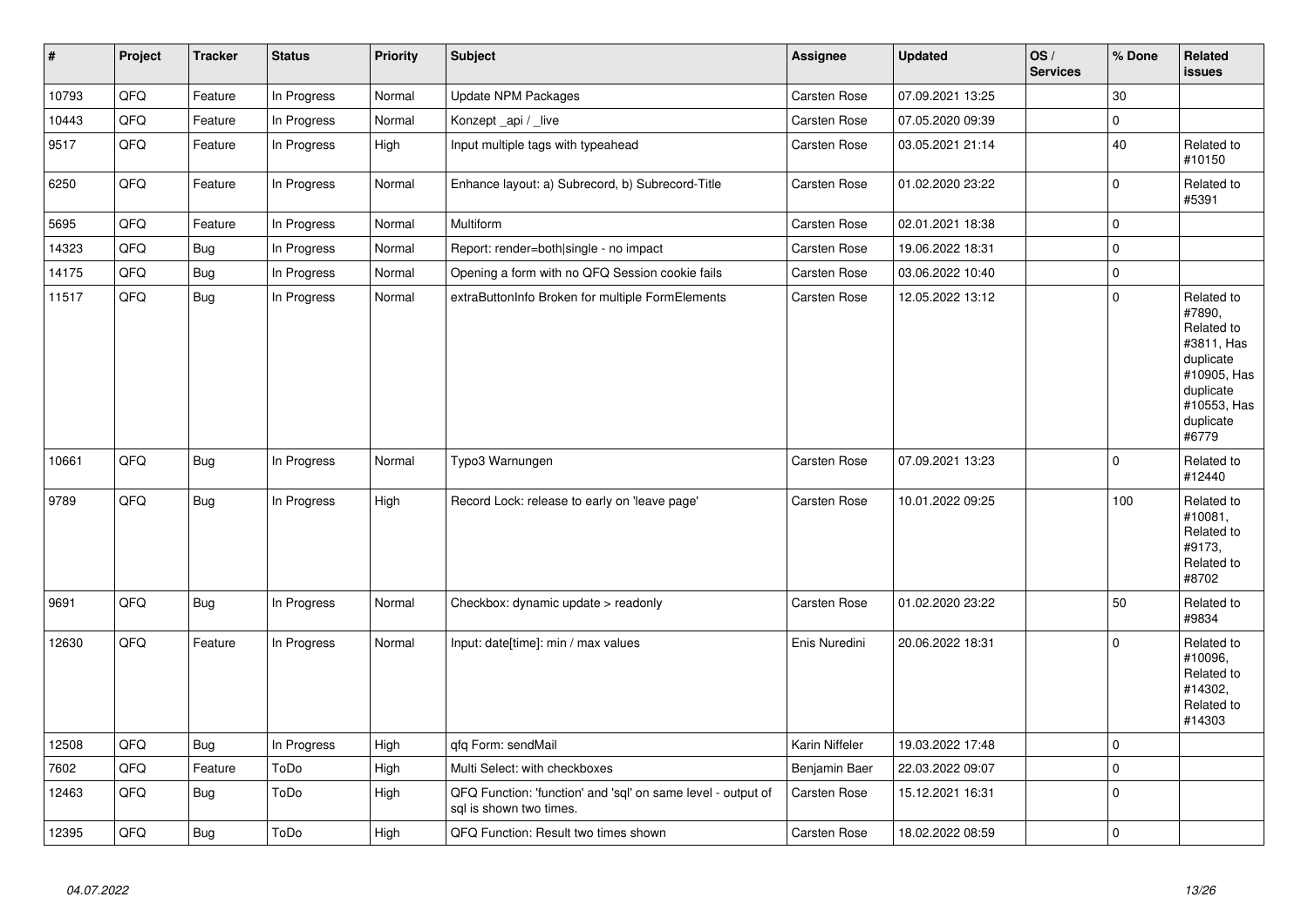| # | Project | Tracker | Status | Priority | Subject | Assignee | Updated | OS / Services | % Done | Related issues |
|---|---|---|---|---|---|---|---|---|---|---|
| 10793 | QFQ | Feature | In Progress | Normal | Update NPM Packages | Carsten Rose | 07.09.2021 13:25 | | 30 | |
| 10443 | QFQ | Feature | In Progress | Normal | Konzept _api / _live | Carsten Rose | 07.05.2020 09:39 | | 0 | |
| 9517 | QFQ | Feature | In Progress | High | Input multiple tags with typeahead | Carsten Rose | 03.05.2021 21:14 | | 40 | Related to #10150 |
| 6250 | QFQ | Feature | In Progress | Normal | Enhance layout: a) Subrecord, b) Subrecord-Title | Carsten Rose | 01.02.2020 23:22 | | 0 | Related to #5391 |
| 5695 | QFQ | Feature | In Progress | Normal | Multiform | Carsten Rose | 02.01.2021 18:38 | | 0 | |
| 14323 | QFQ | Bug | In Progress | Normal | Report: render=both\|single - no impact | Carsten Rose | 19.06.2022 18:31 | | 0 | |
| 14175 | QFQ | Bug | In Progress | Normal | Opening a form with no QFQ Session cookie fails | Carsten Rose | 03.06.2022 10:40 | | 0 | |
| 11517 | QFQ | Bug | In Progress | Normal | extraButtonInfo Broken for multiple FormElements | Carsten Rose | 12.05.2022 13:12 | | 0 | Related to #7890, Related to #3811, Has duplicate #10905, Has duplicate #10553, Has duplicate #6779 |
| 10661 | QFQ | Bug | In Progress | Normal | Typo3 Warnungen | Carsten Rose | 07.09.2021 13:23 | | 0 | Related to #12440 |
| 9789 | QFQ | Bug | In Progress | High | Record Lock: release to early on 'leave page' | Carsten Rose | 10.01.2022 09:25 | | 100 | Related to #10081, Related to #9173, Related to #8702 |
| 9691 | QFQ | Bug | In Progress | Normal | Checkbox: dynamic update > readonly | Carsten Rose | 01.02.2020 23:22 | | 50 | Related to #9834 |
| 12630 | QFQ | Feature | In Progress | Normal | Input: date[time]: min / max values | Enis Nuredini | 20.06.2022 18:31 | | 0 | Related to #10096, Related to #14302, Related to #14303 |
| 12508 | QFQ | Bug | In Progress | High | qfq Form: sendMail | Karin Niffeler | 19.03.2022 17:48 | | 0 | |
| 7602 | QFQ | Feature | ToDo | High | Multi Select: with checkboxes | Benjamin Baer | 22.03.2022 09:07 | | 0 | |
| 12463 | QFQ | Bug | ToDo | High | QFQ Function: 'function' and 'sql' on same level - output of sql is shown two times. | Carsten Rose | 15.12.2021 16:31 | | 0 | |
| 12395 | QFQ | Bug | ToDo | High | QFQ Function: Result two times shown | Carsten Rose | 18.02.2022 08:59 | | 0 | |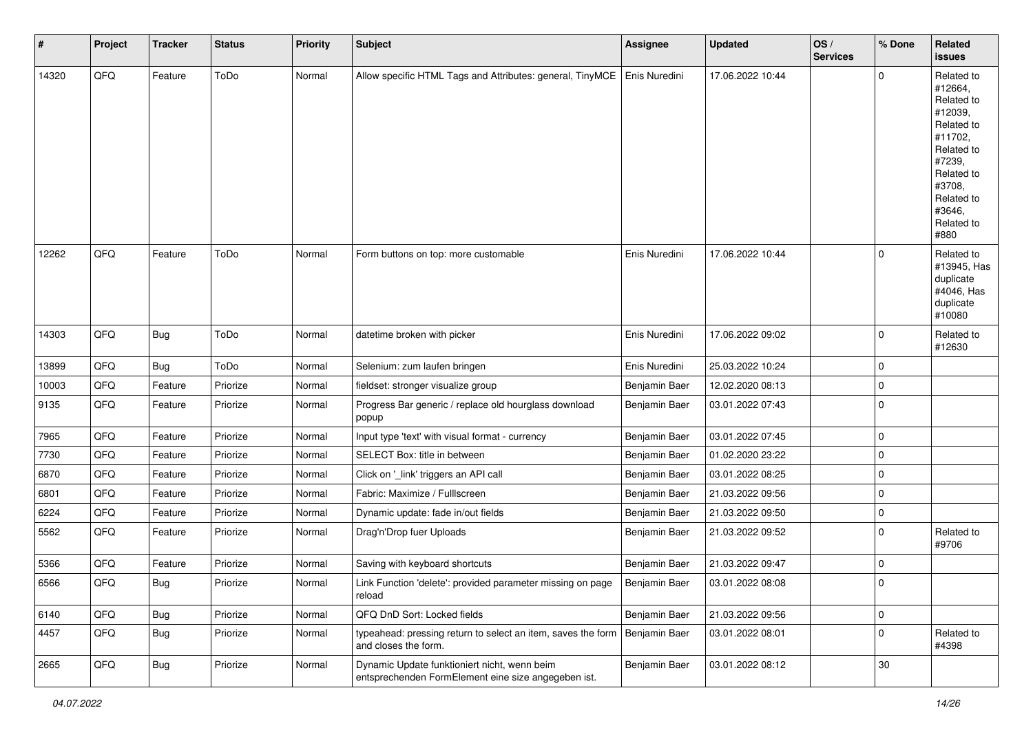| # | Project | Tracker | Status | Priority | Subject | Assignee | Updated | OS / Services | % Done | Related issues |
|---|---|---|---|---|---|---|---|---|---|---|
| 14320 | QFQ | Feature | ToDo | Normal | Allow specific HTML Tags and Attributes: general, TinyMCE | Enis Nuredini | 17.06.2022 10:44 | | 0 | Related to #12664, Related to #12039, Related to #11702, Related to #7239, Related to #3708, Related to #3646, Related to #880 |
| 12262 | QFQ | Feature | ToDo | Normal | Form buttons on top: more customable | Enis Nuredini | 17.06.2022 10:44 | | 0 | Related to #13945, Has duplicate #4046, Has duplicate #10080 |
| 14303 | QFQ | Bug | ToDo | Normal | datetime broken with picker | Enis Nuredini | 17.06.2022 09:02 | | 0 | Related to #12630 |
| 13899 | QFQ | Bug | ToDo | Normal | Selenium: zum laufen bringen | Enis Nuredini | 25.03.2022 10:24 | | 0 | |
| 10003 | QFQ | Feature | Priorize | Normal | fieldset: stronger visualize group | Benjamin Baer | 12.02.2020 08:13 | | 0 | |
| 9135 | QFQ | Feature | Priorize | Normal | Progress Bar generic / replace old hourglass download popup | Benjamin Baer | 03.01.2022 07:43 | | 0 | |
| 7965 | QFQ | Feature | Priorize | Normal | Input type 'text' with visual format - currency | Benjamin Baer | 03.01.2022 07:45 | | 0 | |
| 7730 | QFQ | Feature | Priorize | Normal | SELECT Box: title in between | Benjamin Baer | 01.02.2020 23:22 | | 0 | |
| 6870 | QFQ | Feature | Priorize | Normal | Click on '_link' triggers an API call | Benjamin Baer | 03.01.2022 08:25 | | 0 | |
| 6801 | QFQ | Feature | Priorize | Normal | Fabric: Maximize / FullIscreen | Benjamin Baer | 21.03.2022 09:56 | | 0 | |
| 6224 | QFQ | Feature | Priorize | Normal | Dynamic update: fade in/out fields | Benjamin Baer | 21.03.2022 09:50 | | 0 | |
| 5562 | QFQ | Feature | Priorize | Normal | Drag'n'Drop fuer Uploads | Benjamin Baer | 21.03.2022 09:52 | | 0 | Related to #9706 |
| 5366 | QFQ | Feature | Priorize | Normal | Saving with keyboard shortcuts | Benjamin Baer | 21.03.2022 09:47 | | 0 | |
| 6566 | QFQ | Bug | Priorize | Normal | Link Function 'delete': provided parameter missing on page reload | Benjamin Baer | 03.01.2022 08:08 | | 0 | |
| 6140 | QFQ | Bug | Priorize | Normal | QFQ DnD Sort: Locked fields | Benjamin Baer | 21.03.2022 09:56 | | 0 | |
| 4457 | QFQ | Bug | Priorize | Normal | typeahead: pressing return to select an item, saves the form and closes the form. | Benjamin Baer | 03.01.2022 08:01 | | 0 | Related to #4398 |
| 2665 | QFQ | Bug | Priorize | Normal | Dynamic Update funktioniert nicht, wenn beim entsprechenden FormElement eine size angegeben ist. | Benjamin Baer | 03.01.2022 08:12 | | 30 | |

*04.07.2022*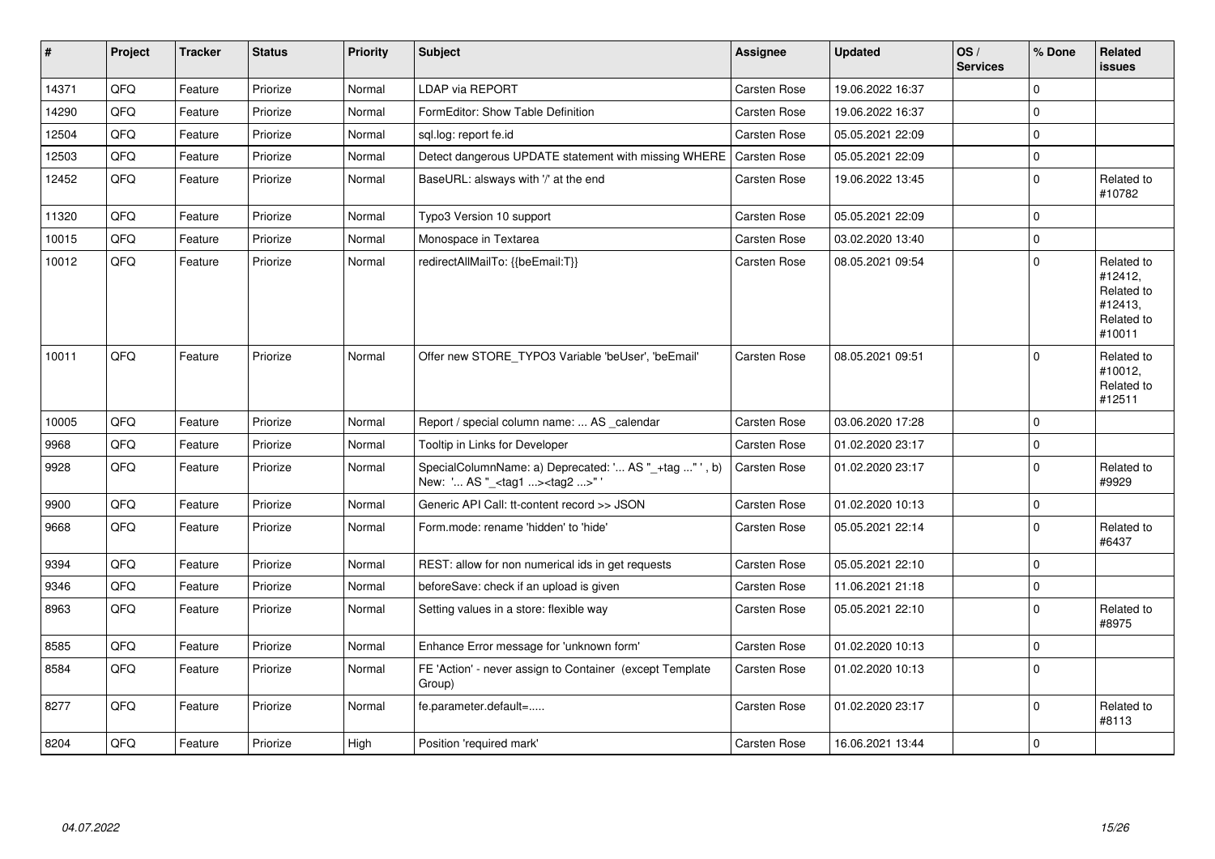| # | Project | Tracker | Status | Priority | Subject | Assignee | Updated | OS / Services | % Done | Related issues |
|---|---|---|---|---|---|---|---|---|---|---|
| 14371 | QFQ | Feature | Priorize | Normal | LDAP via REPORT | Carsten Rose | 19.06.2022 16:37 | | 0 | |
| 14290 | QFQ | Feature | Priorize | Normal | FormEditor: Show Table Definition | Carsten Rose | 19.06.2022 16:37 | | 0 | |
| 12504 | QFQ | Feature | Priorize | Normal | sql.log: report fe.id | Carsten Rose | 05.05.2021 22:09 | | 0 | |
| 12503 | QFQ | Feature | Priorize | Normal | Detect dangerous UPDATE statement with missing WHERE | Carsten Rose | 05.05.2021 22:09 | | 0 | |
| 12452 | QFQ | Feature | Priorize | Normal | BaseURL: alsways with '/' at the end | Carsten Rose | 19.06.2022 13:45 | | 0 | Related to #10782 |
| 11320 | QFQ | Feature | Priorize | Normal | Typo3 Version 10 support | Carsten Rose | 05.05.2021 22:09 | | 0 | |
| 10015 | QFQ | Feature | Priorize | Normal | Monospace in Textarea | Carsten Rose | 03.02.2020 13:40 | | 0 | |
| 10012 | QFQ | Feature | Priorize | Normal | redirectAllMailTo: {{beEmail:T}} | Carsten Rose | 08.05.2021 09:54 | | 0 | Related to #12412, Related to #12413, Related to #10011 |
| 10011 | QFQ | Feature | Priorize | Normal | Offer new STORE_TYPO3 Variable 'beUser', 'beEmail' | Carsten Rose | 08.05.2021 09:51 | | 0 | Related to #10012, Related to #12511 |
| 10005 | QFQ | Feature | Priorize | Normal | Report / special column name: ... AS _calendar | Carsten Rose | 03.06.2020 17:28 | | 0 | |
| 9968 | QFQ | Feature | Priorize | Normal | Tooltip in Links for Developer | Carsten Rose | 01.02.2020 23:17 | | 0 | |
| 9928 | QFQ | Feature | Priorize | Normal | SpecialColumnName: a) Deprecated: '... AS "_+tag ..." ', b) New: '... AS "_<tag1 ...><tag2 ...>" ' | Carsten Rose | 01.02.2020 23:17 | | 0 | Related to #9929 |
| 9900 | QFQ | Feature | Priorize | Normal | Generic API Call: tt-content record >> JSON | Carsten Rose | 01.02.2020 10:13 | | 0 | |
| 9668 | QFQ | Feature | Priorize | Normal | Form.mode: rename 'hidden' to 'hide' | Carsten Rose | 05.05.2021 22:14 | | 0 | Related to #6437 |
| 9394 | QFQ | Feature | Priorize | Normal | REST: allow for non numerical ids in get requests | Carsten Rose | 05.05.2021 22:10 | | 0 | |
| 9346 | QFQ | Feature | Priorize | Normal | beforeSave: check if an upload is given | Carsten Rose | 11.06.2021 21:18 | | 0 | |
| 8963 | QFQ | Feature | Priorize | Normal | Setting values in a store: flexible way | Carsten Rose | 05.05.2021 22:10 | | 0 | Related to #8975 |
| 8585 | QFQ | Feature | Priorize | Normal | Enhance Error message for 'unknown form' | Carsten Rose | 01.02.2020 10:13 | | 0 | |
| 8584 | QFQ | Feature | Priorize | Normal | FE 'Action' - never assign to Container (except Template Group) | Carsten Rose | 01.02.2020 10:13 | | 0 | |
| 8277 | QFQ | Feature | Priorize | Normal | fe.parameter.default=..... | Carsten Rose | 01.02.2020 23:17 | | 0 | Related to #8113 |
| 8204 | QFQ | Feature | Priorize | High | Position 'required mark' | Carsten Rose | 16.06.2021 13:44 | | 0 | |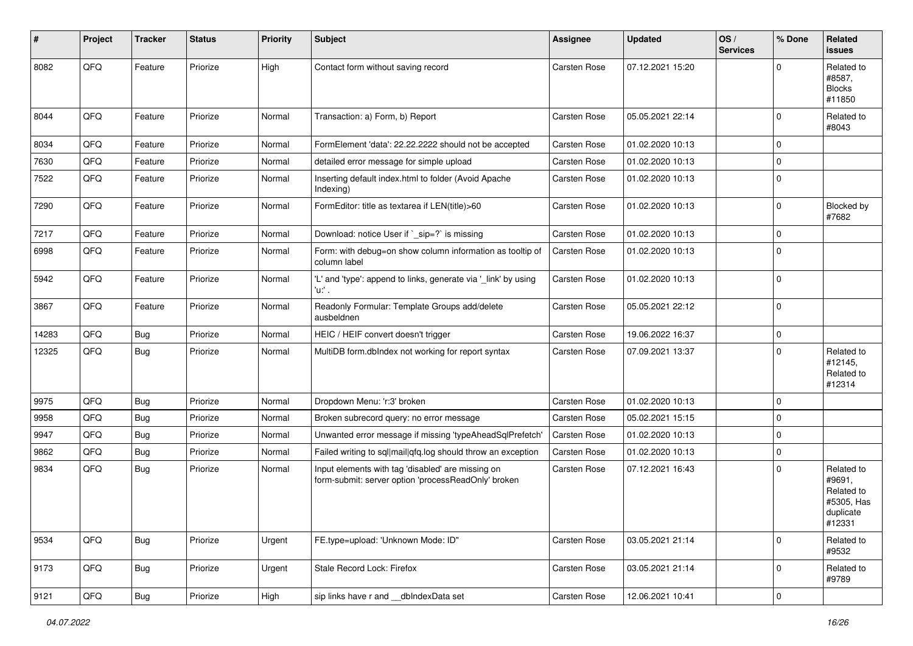| # | Project | Tracker | Status | Priority | Subject | Assignee | Updated | OS / Services | % Done | Related issues |
|---|---|---|---|---|---|---|---|---|---|---|
| 8082 | QFQ | Feature | Priorize | High | Contact form without saving record | Carsten Rose | 07.12.2021 15:20 | | 0 | Related to #8587, Blocks #11850 |
| 8044 | QFQ | Feature | Priorize | Normal | Transaction: a) Form, b) Report | Carsten Rose | 05.05.2021 22:14 | | 0 | Related to #8043 |
| 8034 | QFQ | Feature | Priorize | Normal | FormElement 'data': 22.22.2222 should not be accepted | Carsten Rose | 01.02.2020 10:13 | | 0 | |
| 7630 | QFQ | Feature | Priorize | Normal | detailed error message for simple upload | Carsten Rose | 01.02.2020 10:13 | | 0 | |
| 7522 | QFQ | Feature | Priorize | Normal | Inserting default index.html to folder (Avoid Apache Indexing) | Carsten Rose | 01.02.2020 10:13 | | 0 | |
| 7290 | QFQ | Feature | Priorize | Normal | FormEditor: title as textarea if LEN(title)>60 | Carsten Rose | 01.02.2020 10:13 | | 0 | Blocked by #7682 |
| 7217 | QFQ | Feature | Priorize | Normal | Download: notice User if `_sip=?` is missing | Carsten Rose | 01.02.2020 10:13 | | 0 | |
| 6998 | QFQ | Feature | Priorize | Normal | Form: with debug=on show column information as tooltip of column label | Carsten Rose | 01.02.2020 10:13 | | 0 | |
| 5942 | QFQ | Feature | Priorize | Normal | 'L' and 'type': append to links, generate via '_link' by using 'u:' . | Carsten Rose | 01.02.2020 10:13 | | 0 | |
| 3867 | QFQ | Feature | Priorize | Normal | Readonly Formular: Template Groups add/delete ausbeldnen | Carsten Rose | 05.05.2021 22:12 | | 0 | |
| 14283 | QFQ | Bug | Priorize | Normal | HEIC / HEIF convert doesn't trigger | Carsten Rose | 19.06.2022 16:37 | | 0 | |
| 12325 | QFQ | Bug | Priorize | Normal | MultiDB form.dbIndex not working for report syntax | Carsten Rose | 07.09.2021 13:37 | | 0 | Related to #12145, Related to #12314 |
| 9975 | QFQ | Bug | Priorize | Normal | Dropdown Menu: 'r:3' broken | Carsten Rose | 01.02.2020 10:13 | | 0 | |
| 9958 | QFQ | Bug | Priorize | Normal | Broken subrecord query: no error message | Carsten Rose | 05.02.2021 15:15 | | 0 | |
| 9947 | QFQ | Bug | Priorize | Normal | Unwanted error message if missing 'typeAheadSqlPrefetch' | Carsten Rose | 01.02.2020 10:13 | | 0 | |
| 9862 | QFQ | Bug | Priorize | Normal | Failed writing to sql\|mail\|qfq.log should throw an exception | Carsten Rose | 01.02.2020 10:13 | | 0 | |
| 9834 | QFQ | Bug | Priorize | Normal | Input elements with tag 'disabled' are missing on form-submit: server option 'processReadOnly' broken | Carsten Rose | 07.12.2021 16:43 | | 0 | Related to #9691, Related to #5305, Has duplicate #12331 |
| 9534 | QFQ | Bug | Priorize | Urgent | FE.type=upload: 'Unknown Mode: ID" | Carsten Rose | 03.05.2021 21:14 | | 0 | Related to #9532 |
| 9173 | QFQ | Bug | Priorize | Urgent | Stale Record Lock: Firefox | Carsten Rose | 03.05.2021 21:14 | | 0 | Related to #9789 |
| 9121 | QFQ | Bug | Priorize | High | sip links have r and __dbIndexData set | Carsten Rose | 12.06.2021 10:41 | | 0 | |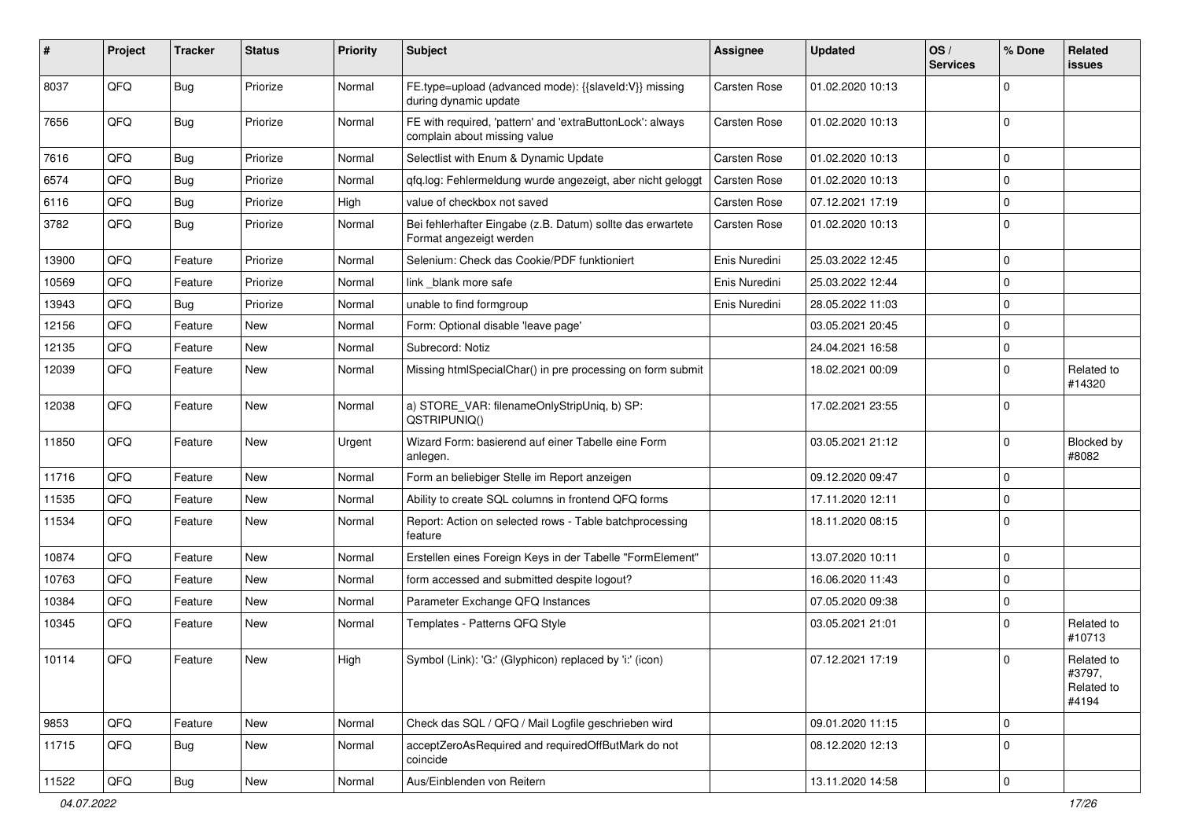| # | Project | Tracker | Status | Priority | Subject | Assignee | Updated | OS / Services | % Done | Related issues |
|---|---|---|---|---|---|---|---|---|---|---|
| 8037 | QFQ | Bug | Priorize | Normal | FE.type=upload (advanced mode): {{slaveId:V}} missing during dynamic update | Carsten Rose | 01.02.2020 10:13 | | 0 | |
| 7656 | QFQ | Bug | Priorize | Normal | FE with required, 'pattern' and 'extraButtonLock': always complain about missing value | Carsten Rose | 01.02.2020 10:13 | | 0 | |
| 7616 | QFQ | Bug | Priorize | Normal | Selectlist with Enum & Dynamic Update | Carsten Rose | 01.02.2020 10:13 | | 0 | |
| 6574 | QFQ | Bug | Priorize | Normal | qfq.log: Fehlermeldung wurde angezeigt, aber nicht geloggt | Carsten Rose | 01.02.2020 10:13 | | 0 | |
| 6116 | QFQ | Bug | Priorize | High | value of checkbox not saved | Carsten Rose | 07.12.2021 17:19 | | 0 | |
| 3782 | QFQ | Bug | Priorize | Normal | Bei fehlerhafter Eingabe (z.B. Datum) sollte das erwartete Format angezeigt werden | Carsten Rose | 01.02.2020 10:13 | | 0 | |
| 13900 | QFQ | Feature | Priorize | Normal | Selenium: Check das Cookie/PDF funktioniert | Enis Nuredini | 25.03.2022 12:45 | | 0 | |
| 10569 | QFQ | Feature | Priorize | Normal | link _blank more safe | Enis Nuredini | 25.03.2022 12:44 | | 0 | |
| 13943 | QFQ | Bug | Priorize | Normal | unable to find formgroup | Enis Nuredini | 28.05.2022 11:03 | | 0 | |
| 12156 | QFQ | Feature | New | Normal | Form: Optional disable 'leave page' | | 03.05.2021 20:45 | | 0 | |
| 12135 | QFQ | Feature | New | Normal | Subrecord: Notiz | | 24.04.2021 16:58 | | 0 | |
| 12039 | QFQ | Feature | New | Normal | Missing htmlSpecialChar() in pre processing on form submit | | 18.02.2021 00:09 | | 0 | Related to #14320 |
| 12038 | QFQ | Feature | New | Normal | a) STORE_VAR: filenameOnlyStripUniq, b) SP: QSTRIPUNIQ() | | 17.02.2021 23:55 | | 0 | |
| 11850 | QFQ | Feature | New | Urgent | Wizard Form: basierend auf einer Tabelle eine Form anlegen. | | 03.05.2021 21:12 | | 0 | Blocked by #8082 |
| 11716 | QFQ | Feature | New | Normal | Form an beliebiger Stelle im Report anzeigen | | 09.12.2020 09:47 | | 0 | |
| 11535 | QFQ | Feature | New | Normal | Ability to create SQL columns in frontend QFQ forms | | 17.11.2020 12:11 | | 0 | |
| 11534 | QFQ | Feature | New | Normal | Report: Action on selected rows - Table batchprocessing feature | | 18.11.2020 08:15 | | 0 | |
| 10874 | QFQ | Feature | New | Normal | Erstellen eines Foreign Keys in der Tabelle "FormElement" | | 13.07.2020 10:11 | | 0 | |
| 10763 | QFQ | Feature | New | Normal | form accessed and submitted despite logout? | | 16.06.2020 11:43 | | 0 | |
| 10384 | QFQ | Feature | New | Normal | Parameter Exchange QFQ Instances | | 07.05.2020 09:38 | | 0 | |
| 10345 | QFQ | Feature | New | Normal | Templates - Patterns QFQ Style | | 03.05.2021 21:01 | | 0 | Related to #10713 |
| 10114 | QFQ | Feature | New | High | Symbol (Link): 'G:' (Glyphicon) replaced by 'i:' (icon) | | 07.12.2021 17:19 | | 0 | Related to #3797, Related to #4194 |
| 9853 | QFQ | Feature | New | Normal | Check das SQL / QFQ / Mail Logfile geschrieben wird | | 09.01.2020 11:15 | | 0 | |
| 11715 | QFQ | Bug | New | Normal | acceptZeroAsRequired and requiredOffButMark do not coincide | | 08.12.2020 12:13 | | 0 | |
| 11522 | QFQ | Bug | New | Normal | Aus/Einblenden von Reitern | | 13.11.2020 14:58 | | 0 | |

*04.07.2022*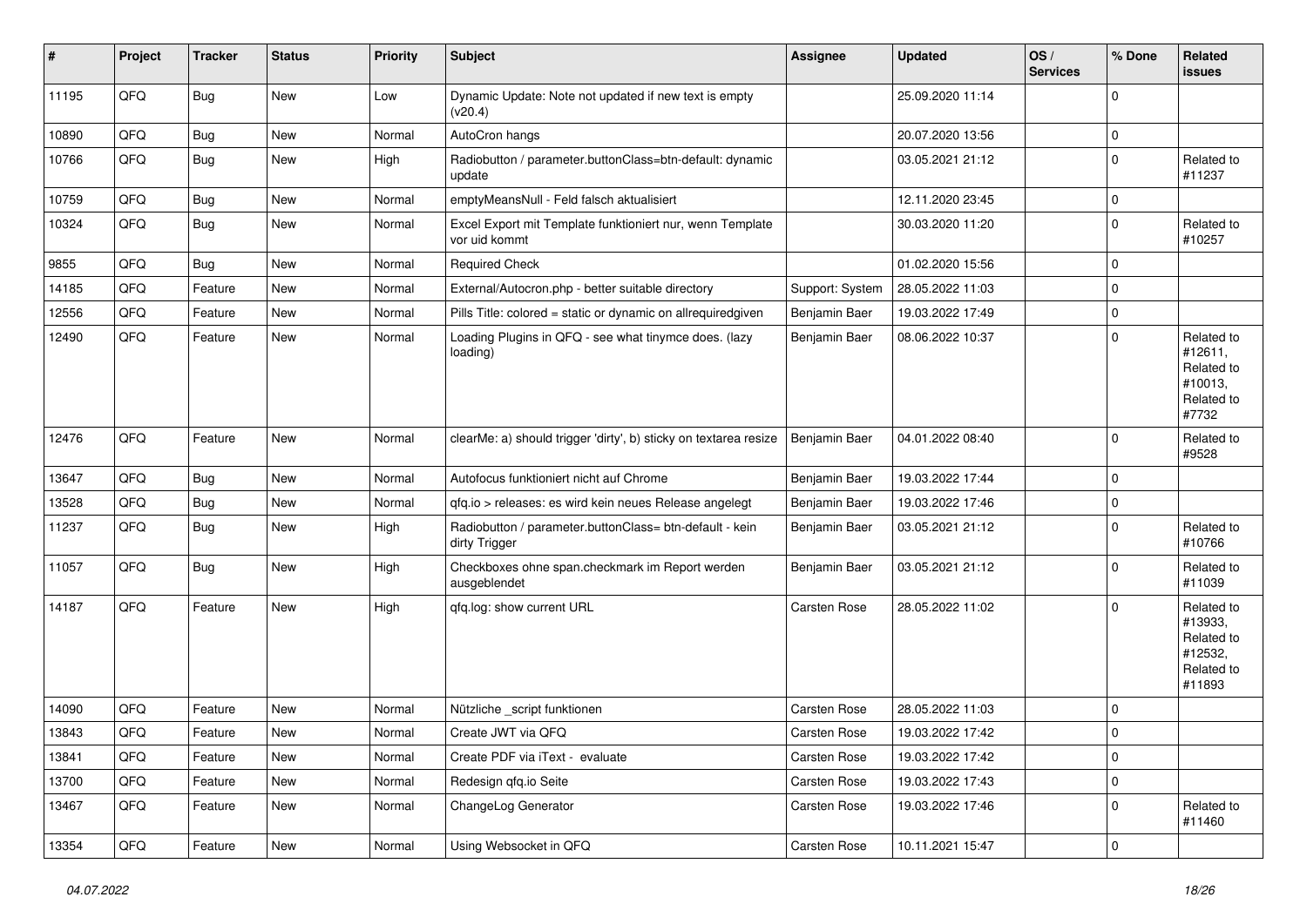| # | Project | Tracker | Status | Priority | Subject | Assignee | Updated | OS / Services | % Done | Related issues |
|---|---|---|---|---|---|---|---|---|---|---|
| 11195 | QFQ | Bug | New | Low | Dynamic Update: Note not updated if new text is empty (v20.4) | | 25.09.2020 11:14 | | 0 | |
| 10890 | QFQ | Bug | New | Normal | AutoCron hangs | | 20.07.2020 13:56 | | 0 | |
| 10766 | QFQ | Bug | New | High | Radiobutton / parameter.buttonClass=btn-default: dynamic update | | 03.05.2021 21:12 | | 0 | Related to #11237 |
| 10759 | QFQ | Bug | New | Normal | emptyMeansNull - Feld falsch aktualisiert | | 12.11.2020 23:45 | | 0 | |
| 10324 | QFQ | Bug | New | Normal | Excel Export mit Template funktioniert nur, wenn Template vor uid kommt | | 30.03.2020 11:20 | | 0 | Related to #10257 |
| 9855 | QFQ | Bug | New | Normal | Required Check | | 01.02.2020 15:56 | | 0 | |
| 14185 | QFQ | Feature | New | Normal | External/Autocron.php - better suitable directory | Support: System | 28.05.2022 11:03 | | 0 | |
| 12556 | QFQ | Feature | New | Normal | Pills Title: colored = static or dynamic on allrequiredgiven | Benjamin Baer | 19.03.2022 17:49 | | 0 | |
| 12490 | QFQ | Feature | New | Normal | Loading Plugins in QFQ - see what tinymce does. (lazy loading) | Benjamin Baer | 08.06.2022 10:37 | | 0 | Related to #12611, Related to #10013, Related to #7732 |
| 12476 | QFQ | Feature | New | Normal | clearMe: a) should trigger 'dirty', b) sticky on textarea resize | Benjamin Baer | 04.01.2022 08:40 | | 0 | Related to #9528 |
| 13647 | QFQ | Bug | New | Normal | Autofocus funktioniert nicht auf Chrome | Benjamin Baer | 19.03.2022 17:44 | | 0 | |
| 13528 | QFQ | Bug | New | Normal | qfq.io > releases: es wird kein neues Release angelegt | Benjamin Baer | 19.03.2022 17:46 | | 0 | |
| 11237 | QFQ | Bug | New | High | Radiobutton / parameter.buttonClass= btn-default - kein dirty Trigger | Benjamin Baer | 03.05.2021 21:12 | | 0 | Related to #10766 |
| 11057 | QFQ | Bug | New | High | Checkboxes ohne span.checkmark im Report werden ausgeblendet | Benjamin Baer | 03.05.2021 21:12 | | 0 | Related to #11039 |
| 14187 | QFQ | Feature | New | High | qfq.log: show current URL | Carsten Rose | 28.05.2022 11:02 | | 0 | Related to #13933, Related to #12532, Related to #11893 |
| 14090 | QFQ | Feature | New | Normal | Nützliche _script funktionen | Carsten Rose | 28.05.2022 11:03 | | 0 | |
| 13843 | QFQ | Feature | New | Normal | Create JWT via QFQ | Carsten Rose | 19.03.2022 17:42 | | 0 | |
| 13841 | QFQ | Feature | New | Normal | Create PDF via iText - evaluate | Carsten Rose | 19.03.2022 17:42 | | 0 | |
| 13700 | QFQ | Feature | New | Normal | Redesign qfq.io Seite | Carsten Rose | 19.03.2022 17:43 | | 0 | |
| 13467 | QFQ | Feature | New | Normal | ChangeLog Generator | Carsten Rose | 19.03.2022 17:46 | | 0 | Related to #11460 |
| 13354 | QFQ | Feature | New | Normal | Using Websocket in QFQ | Carsten Rose | 10.11.2021 15:47 | | 0 | |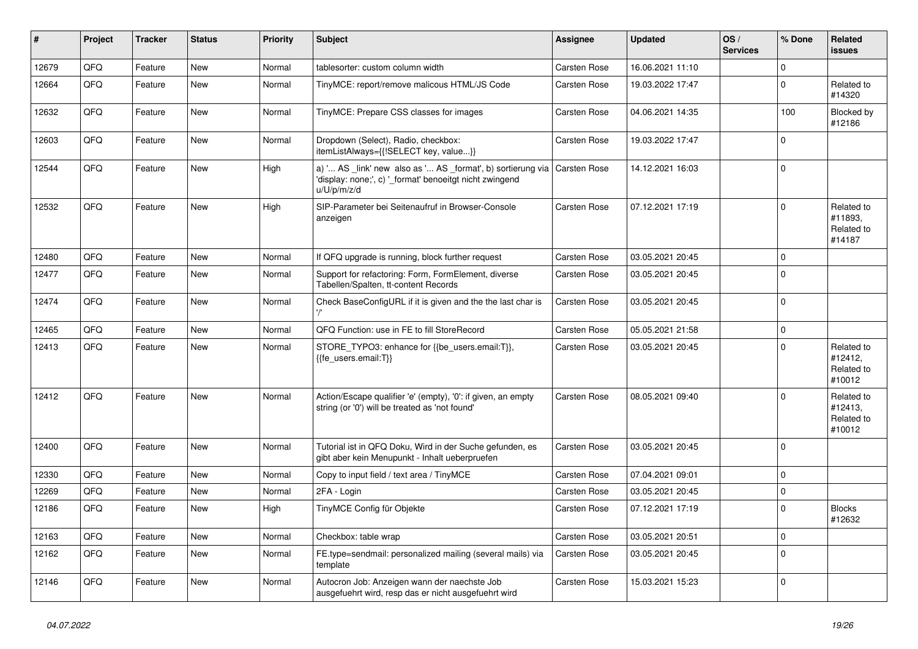| # | Project | Tracker | Status | Priority | Subject | Assignee | Updated | OS / Services | % Done | Related issues |
|---|---|---|---|---|---|---|---|---|---|---|
| 12679 | QFQ | Feature | New | Normal | tablesorter: custom column width | Carsten Rose | 16.06.2021 11:10 | | 0 | |
| 12664 | QFQ | Feature | New | Normal | TinyMCE: report/remove malicous HTML/JS Code | Carsten Rose | 19.03.2022 17:47 | | 0 | Related to #14320 |
| 12632 | QFQ | Feature | New | Normal | TinyMCE: Prepare CSS classes for images | Carsten Rose | 04.06.2021 14:35 | | 100 | Blocked by #12186 |
| 12603 | QFQ | Feature | New | Normal | Dropdown (Select), Radio, checkbox: itemListAlways={{!SELECT key, value...}} | Carsten Rose | 19.03.2022 17:47 | | 0 | |
| 12544 | QFQ | Feature | New | High | a) '... AS _link' new also as '... AS _format', b) sortierung via 'display: none;', c) '_format' benoeitgt nicht zwingend u/U/p/m/z/d | Carsten Rose | 14.12.2021 16:03 | | 0 | |
| 12532 | QFQ | Feature | New | High | SIP-Parameter bei Seitenaufruf in Browser-Console anzeigen | Carsten Rose | 07.12.2021 17:19 | | 0 | Related to #11893, Related to #14187 |
| 12480 | QFQ | Feature | New | Normal | If QFQ upgrade is running, block further request | Carsten Rose | 03.05.2021 20:45 | | 0 | |
| 12477 | QFQ | Feature | New | Normal | Support for refactoring: Form, FormElement, diverse Tabellen/Spalten, tt-content Records | Carsten Rose | 03.05.2021 20:45 | | 0 | |
| 12474 | QFQ | Feature | New | Normal | Check BaseConfigURL if it is given and the the last char is '/' | Carsten Rose | 03.05.2021 20:45 | | 0 | |
| 12465 | QFQ | Feature | New | Normal | QFQ Function: use in FE to fill StoreRecord | Carsten Rose | 05.05.2021 21:58 | | 0 | |
| 12413 | QFQ | Feature | New | Normal | STORE_TYPO3: enhance for {{be_users.email:T}}, {{fe_users.email:T}} | Carsten Rose | 03.05.2021 20:45 | | 0 | Related to #12412, Related to #10012 |
| 12412 | QFQ | Feature | New | Normal | Action/Escape qualifier 'e' (empty), '0': if given, an empty string (or '0') will be treated as 'not found' | Carsten Rose | 08.05.2021 09:40 | | 0 | Related to #12413, Related to #10012 |
| 12400 | QFQ | Feature | New | Normal | Tutorial ist in QFQ Doku, Wird in der Suche gefunden, es gibt aber kein Menupunkt - Inhalt ueberpruefen | Carsten Rose | 03.05.2021 20:45 | | 0 | |
| 12330 | QFQ | Feature | New | Normal | Copy to input field / text area / TinyMCE | Carsten Rose | 07.04.2021 09:01 | | 0 | |
| 12269 | QFQ | Feature | New | Normal | 2FA - Login | Carsten Rose | 03.05.2021 20:45 | | 0 | |
| 12186 | QFQ | Feature | New | High | TinyMCE Config für Objekte | Carsten Rose | 07.12.2021 17:19 | | 0 | Blocks #12632 |
| 12163 | QFQ | Feature | New | Normal | Checkbox: table wrap | Carsten Rose | 03.05.2021 20:51 | | 0 | |
| 12162 | QFQ | Feature | New | Normal | FE.type=sendmail: personalized mailing (several mails) via template | Carsten Rose | 03.05.2021 20:45 | | 0 | |
| 12146 | QFQ | Feature | New | Normal | Autocron Job: Anzeigen wann der naechste Job ausgefuehrt wird, resp das er nicht ausgefuehrt wird | Carsten Rose | 15.03.2021 15:23 | | 0 | |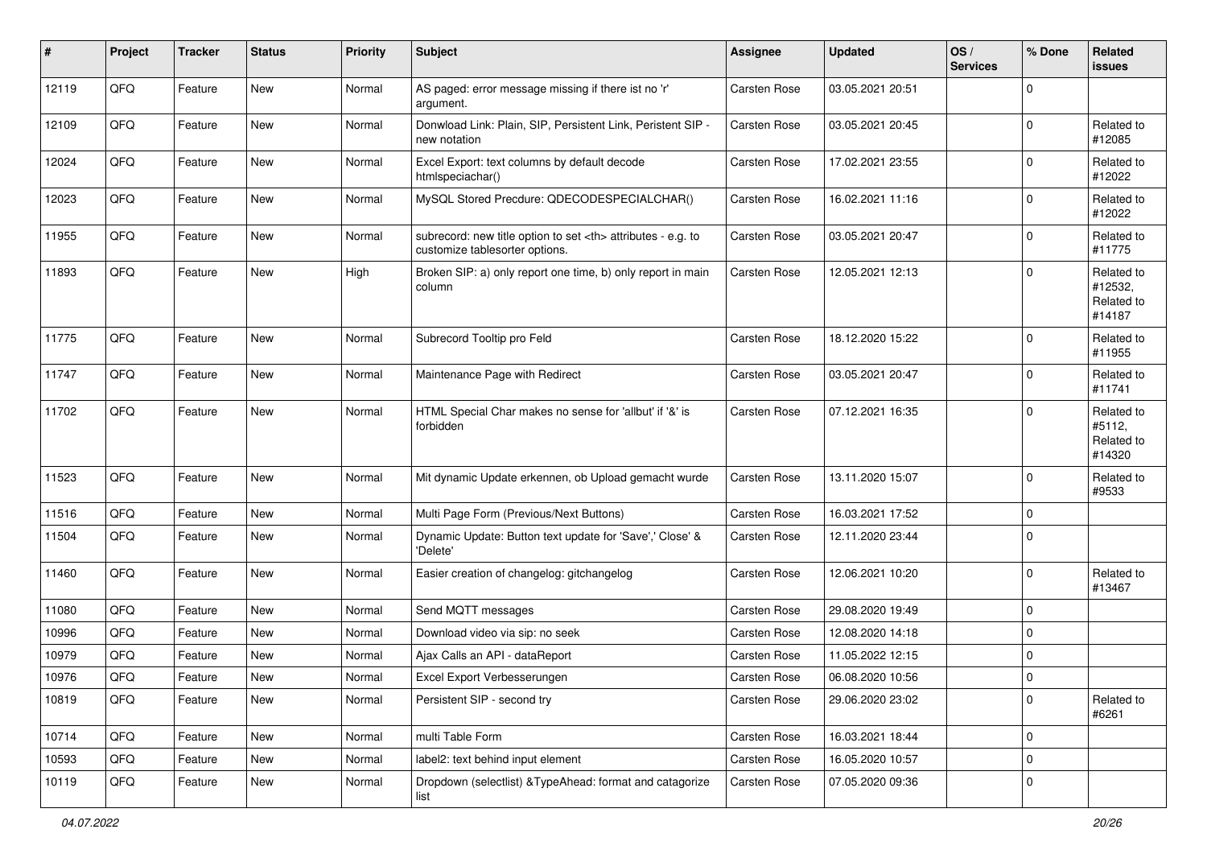| # | Project | Tracker | Status | Priority | Subject | Assignee | Updated | OS / Services | % Done | Related issues |
|---|---|---|---|---|---|---|---|---|---|---|
| 12119 | QFQ | Feature | New | Normal | AS paged: error message missing if there ist no 'r' argument. | Carsten Rose | 03.05.2021 20:51 | | 0 | |
| 12109 | QFQ | Feature | New | Normal | Donwload Link: Plain, SIP, Persistent Link, Peristent SIP - new notation | Carsten Rose | 03.05.2021 20:45 | | 0 | Related to #12085 |
| 12024 | QFQ | Feature | New | Normal | Excel Export: text columns by default decode htmlspeciachar() | Carsten Rose | 17.02.2021 23:55 | | 0 | Related to #12022 |
| 12023 | QFQ | Feature | New | Normal | MySQL Stored Precdure: QDECODESPECIALCHAR() | Carsten Rose | 16.02.2021 11:16 | | 0 | Related to #12022 |
| 11955 | QFQ | Feature | New | Normal | subrecord: new title option to set <th> attributes - e.g. to customize tablesorter options. | Carsten Rose | 03.05.2021 20:47 | | 0 | Related to #11775 |
| 11893 | QFQ | Feature | New | High | Broken SIP: a) only report one time, b) only report in main column | Carsten Rose | 12.05.2021 12:13 | | 0 | Related to #12532, Related to #14187 |
| 11775 | QFQ | Feature | New | Normal | Subrecord Tooltip pro Feld | Carsten Rose | 18.12.2020 15:22 | | 0 | Related to #11955 |
| 11747 | QFQ | Feature | New | Normal | Maintenance Page with Redirect | Carsten Rose | 03.05.2021 20:47 | | 0 | Related to #11741 |
| 11702 | QFQ | Feature | New | Normal | HTML Special Char makes no sense for 'allbut' if '&' is forbidden | Carsten Rose | 07.12.2021 16:35 | | 0 | Related to #5112, Related to #14320 |
| 11523 | QFQ | Feature | New | Normal | Mit dynamic Update erkennen, ob Upload gemacht wurde | Carsten Rose | 13.11.2020 15:07 | | 0 | Related to #9533 |
| 11516 | QFQ | Feature | New | Normal | Multi Page Form (Previous/Next Buttons) | Carsten Rose | 16.03.2021 17:52 | | 0 | |
| 11504 | QFQ | Feature | New | Normal | Dynamic Update: Button text update for 'Save',' Close' & 'Delete' | Carsten Rose | 12.11.2020 23:44 | | 0 | |
| 11460 | QFQ | Feature | New | Normal | Easier creation of changelog: gitchangelog | Carsten Rose | 12.06.2021 10:20 | | 0 | Related to #13467 |
| 11080 | QFQ | Feature | New | Normal | Send MQTT messages | Carsten Rose | 29.08.2020 19:49 | | 0 | |
| 10996 | QFQ | Feature | New | Normal | Download video via sip: no seek | Carsten Rose | 12.08.2020 14:18 | | 0 | |
| 10979 | QFQ | Feature | New | Normal | Ajax Calls an API - dataReport | Carsten Rose | 11.05.2022 12:15 | | 0 | |
| 10976 | QFQ | Feature | New | Normal | Excel Export Verbesserungen | Carsten Rose | 06.08.2020 10:56 | | 0 | |
| 10819 | QFQ | Feature | New | Normal | Persistent SIP - second try | Carsten Rose | 29.06.2020 23:02 | | 0 | Related to #6261 |
| 10714 | QFQ | Feature | New | Normal | multi Table Form | Carsten Rose | 16.03.2021 18:44 | | 0 | |
| 10593 | QFQ | Feature | New | Normal | label2: text behind input element | Carsten Rose | 16.05.2020 10:57 | | 0 | |
| 10119 | QFQ | Feature | New | Normal | Dropdown (selectlist) &TypeAhead: format and catagorize list | Carsten Rose | 07.05.2020 09:36 | | 0 | |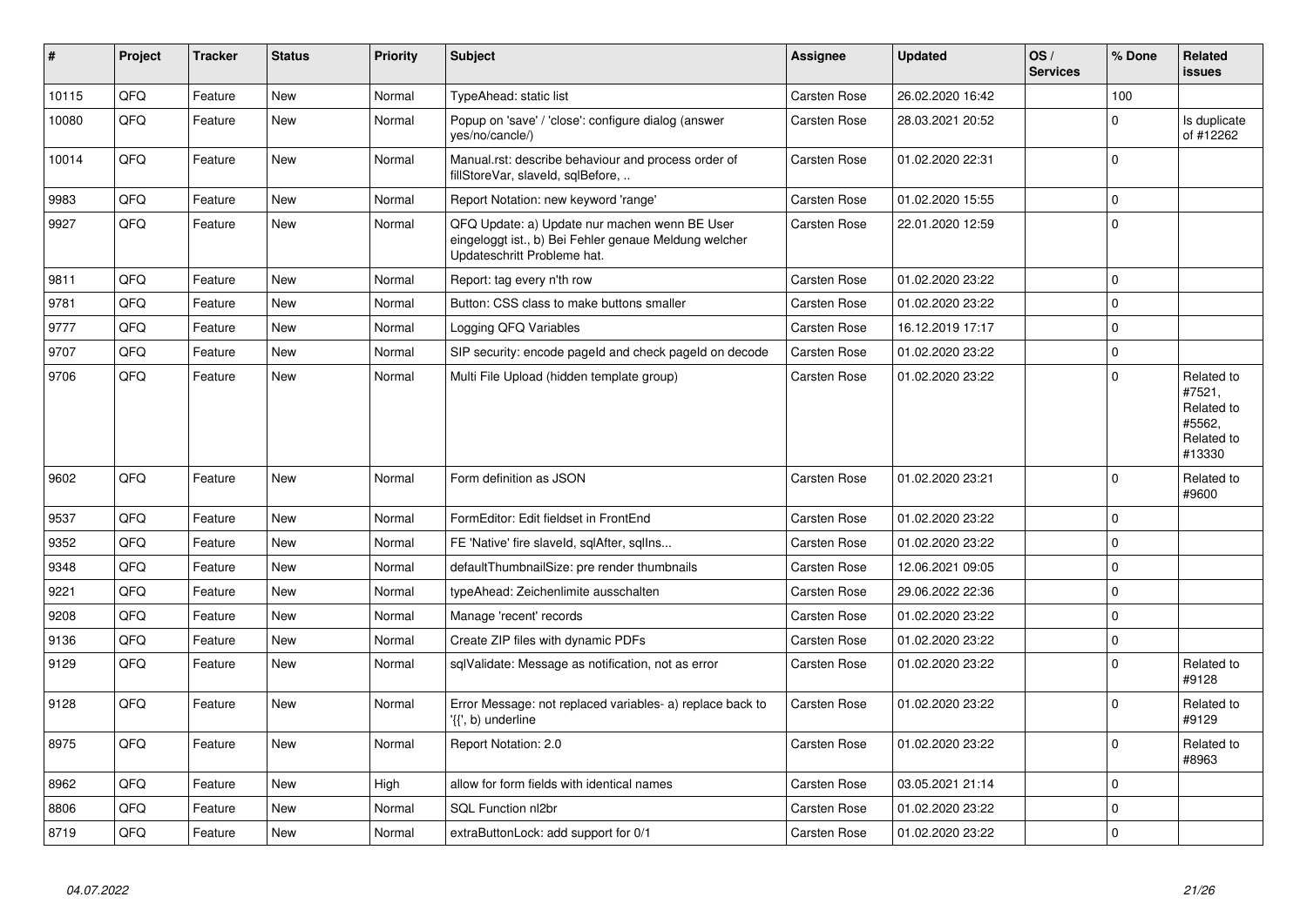| # | Project | Tracker | Status | Priority | Subject | Assignee | Updated | OS / Services | % Done | Related issues |
|---|---|---|---|---|---|---|---|---|---|---|
| 10115 | QFQ | Feature | New | Normal | TypeAhead: static list | Carsten Rose | 26.02.2020 16:42 | | 100 | |
| 10080 | QFQ | Feature | New | Normal | Popup on 'save' / 'close': configure dialog (answer yes/no/cancle/) | Carsten Rose | 28.03.2021 20:52 | | 0 | Is duplicate of #12262 |
| 10014 | QFQ | Feature | New | Normal | Manual.rst: describe behaviour and process order of fillStoreVar, slaveId, sqlBefore, .. | Carsten Rose | 01.02.2020 22:31 | | 0 | |
| 9983 | QFQ | Feature | New | Normal | Report Notation: new keyword 'range' | Carsten Rose | 01.02.2020 15:55 | | 0 | |
| 9927 | QFQ | Feature | New | Normal | QFQ Update: a) Update nur machen wenn BE User eingeloggt ist., b) Bei Fehler genaue Meldung welcher Updateschritt Probleme hat. | Carsten Rose | 22.01.2020 12:59 | | 0 | |
| 9811 | QFQ | Feature | New | Normal | Report: tag every n'th row | Carsten Rose | 01.02.2020 23:22 | | 0 | |
| 9781 | QFQ | Feature | New | Normal | Button: CSS class to make buttons smaller | Carsten Rose | 01.02.2020 23:22 | | 0 | |
| 9777 | QFQ | Feature | New | Normal | Logging QFQ Variables | Carsten Rose | 16.12.2019 17:17 | | 0 | |
| 9707 | QFQ | Feature | New | Normal | SIP security: encode pageId and check pageId on decode | Carsten Rose | 01.02.2020 23:22 | | 0 | |
| 9706 | QFQ | Feature | New | Normal | Multi File Upload (hidden template group) | Carsten Rose | 01.02.2020 23:22 | | 0 | Related to #7521, Related to #5562, Related to #13330 |
| 9602 | QFQ | Feature | New | Normal | Form definition as JSON | Carsten Rose | 01.02.2020 23:21 | | 0 | Related to #9600 |
| 9537 | QFQ | Feature | New | Normal | FormEditor: Edit fieldset in FrontEnd | Carsten Rose | 01.02.2020 23:22 | | 0 | |
| 9352 | QFQ | Feature | New | Normal | FE 'Native' fire slaveId, sqlAfter, sqlIns... | Carsten Rose | 01.02.2020 23:22 | | 0 | |
| 9348 | QFQ | Feature | New | Normal | defaultThumbnailSize: pre render thumbnails | Carsten Rose | 12.06.2021 09:05 | | 0 | |
| 9221 | QFQ | Feature | New | Normal | typeAhead: Zeichenlimite ausschalten | Carsten Rose | 29.06.2022 22:36 | | 0 | |
| 9208 | QFQ | Feature | New | Normal | Manage 'recent' records | Carsten Rose | 01.02.2020 23:22 | | 0 | |
| 9136 | QFQ | Feature | New | Normal | Create ZIP files with dynamic PDFs | Carsten Rose | 01.02.2020 23:22 | | 0 | |
| 9129 | QFQ | Feature | New | Normal | sqlValidate: Message as notification, not as error | Carsten Rose | 01.02.2020 23:22 | | 0 | Related to #9128 |
| 9128 | QFQ | Feature | New | Normal | Error Message: not replaced variables- a) replace back to '{{', b) underline | Carsten Rose | 01.02.2020 23:22 | | 0 | Related to #9129 |
| 8975 | QFQ | Feature | New | Normal | Report Notation: 2.0 | Carsten Rose | 01.02.2020 23:22 | | 0 | Related to #8963 |
| 8962 | QFQ | Feature | New | High | allow for form fields with identical names | Carsten Rose | 03.05.2021 21:14 | | 0 | |
| 8806 | QFQ | Feature | New | Normal | SQL Function nl2br | Carsten Rose | 01.02.2020 23:22 | | 0 | |
| 8719 | QFQ | Feature | New | Normal | extraButtonLock: add support for 0/1 | Carsten Rose | 01.02.2020 23:22 | | 0 | |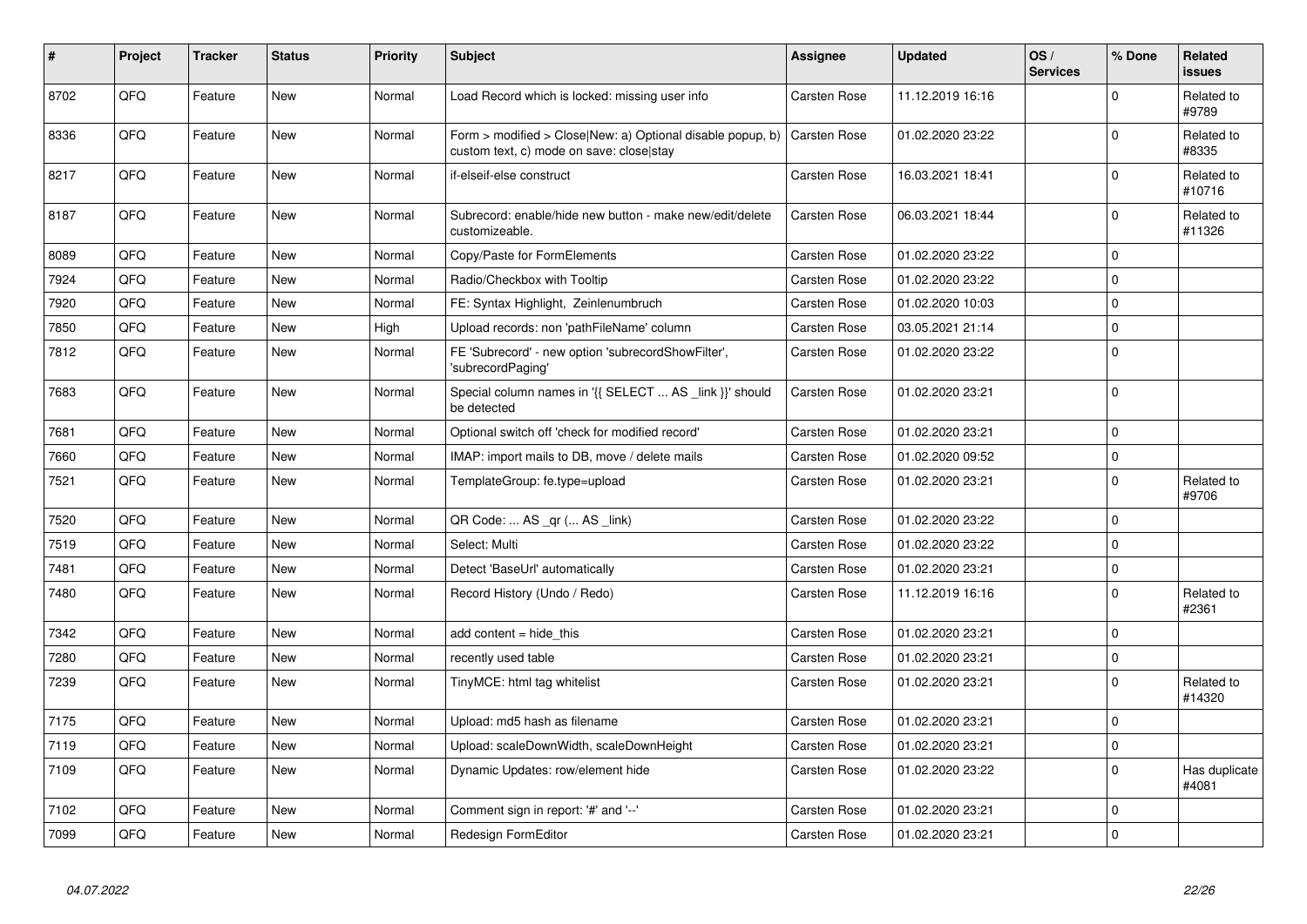| # | Project | Tracker | Status | Priority | Subject | Assignee | Updated | OS / Services | % Done | Related issues |
|---|---|---|---|---|---|---|---|---|---|---|
| 8702 | QFQ | Feature | New | Normal | Load Record which is locked: missing user info | Carsten Rose | 11.12.2019 16:16 | | 0 | Related to #9789 |
| 8336 | QFQ | Feature | New | Normal | Form > modified > Close\|New: a) Optional disable popup, b) custom text, c) mode on save: close\|stay | Carsten Rose | 01.02.2020 23:22 | | 0 | Related to #8335 |
| 8217 | QFQ | Feature | New | Normal | if-elseif-else construct | Carsten Rose | 16.03.2021 18:41 | | 0 | Related to #10716 |
| 8187 | QFQ | Feature | New | Normal | Subrecord: enable/hide new button - make new/edit/delete customizeable. | Carsten Rose | 06.03.2021 18:44 | | 0 | Related to #11326 |
| 8089 | QFQ | Feature | New | Normal | Copy/Paste for FormElements | Carsten Rose | 01.02.2020 23:22 | | 0 | |
| 7924 | QFQ | Feature | New | Normal | Radio/Checkbox with Tooltip | Carsten Rose | 01.02.2020 23:22 | | 0 | |
| 7920 | QFQ | Feature | New | Normal | FE: Syntax Highlight, Zeilenumbruch | Carsten Rose | 01.02.2020 10:03 | | 0 | |
| 7850 | QFQ | Feature | New | High | Upload records: non 'pathFileName' column | Carsten Rose | 03.05.2021 21:14 | | 0 | |
| 7812 | QFQ | Feature | New | Normal | FE 'Subrecord' - new option 'subrecordShowFilter', 'subrecordPaging' | Carsten Rose | 01.02.2020 23:22 | | 0 | |
| 7683 | QFQ | Feature | New | Normal | Special column names in '{{ SELECT ... AS _link }}' should be detected | Carsten Rose | 01.02.2020 23:21 | | 0 | |
| 7681 | QFQ | Feature | New | Normal | Optional switch off 'check for modified record' | Carsten Rose | 01.02.2020 23:21 | | 0 | |
| 7660 | QFQ | Feature | New | Normal | IMAP: import mails to DB, move / delete mails | Carsten Rose | 01.02.2020 09:52 | | 0 | |
| 7521 | QFQ | Feature | New | Normal | TemplateGroup: fe.type=upload | Carsten Rose | 01.02.2020 23:21 | | 0 | Related to #9706 |
| 7520 | QFQ | Feature | New | Normal | QR Code: ... AS _qr ( ... AS _link) | Carsten Rose | 01.02.2020 23:22 | | 0 | |
| 7519 | QFQ | Feature | New | Normal | Select: Multi | Carsten Rose | 01.02.2020 23:22 | | 0 | |
| 7481 | QFQ | Feature | New | Normal | Detect 'BaseUrl' automatically | Carsten Rose | 01.02.2020 23:21 | | 0 | |
| 7480 | QFQ | Feature | New | Normal | Record History (Undo / Redo) | Carsten Rose | 11.12.2019 16:16 | | 0 | Related to #2361 |
| 7342 | QFQ | Feature | New | Normal | add content = hide_this | Carsten Rose | 01.02.2020 23:21 | | 0 | |
| 7280 | QFQ | Feature | New | Normal | recently used table | Carsten Rose | 01.02.2020 23:21 | | 0 | |
| 7239 | QFQ | Feature | New | Normal | TinyMCE: html tag whitelist | Carsten Rose | 01.02.2020 23:21 | | 0 | Related to #14320 |
| 7175 | QFQ | Feature | New | Normal | Upload: md5 hash as filename | Carsten Rose | 01.02.2020 23:21 | | 0 | |
| 7119 | QFQ | Feature | New | Normal | Upload: scaleDownWidth, scaleDownHeight | Carsten Rose | 01.02.2020 23:21 | | 0 | |
| 7109 | QFQ | Feature | New | Normal | Dynamic Updates: row/element hide | Carsten Rose | 01.02.2020 23:22 | | 0 | Has duplicate #4081 |
| 7102 | QFQ | Feature | New | Normal | Comment sign in report: '#' and '--' | Carsten Rose | 01.02.2020 23:21 | | 0 | |
| 7099 | QFQ | Feature | New | Normal | Redesign FormEditor | Carsten Rose | 01.02.2020 23:21 | | 0 | |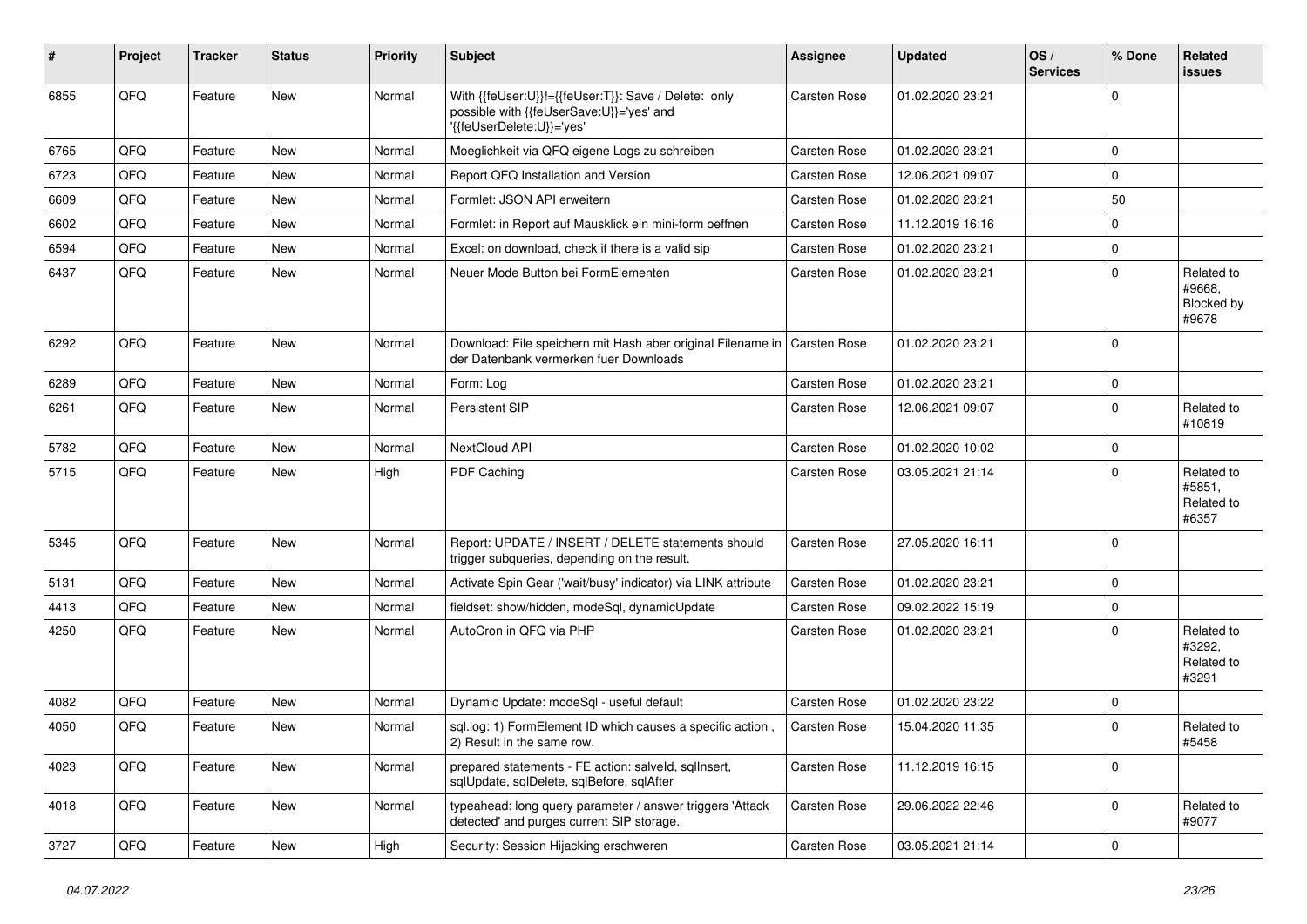| # | Project | Tracker | Status | Priority | Subject | Assignee | Updated | OS / Services | % Done | Related issues |
|---|---|---|---|---|---|---|---|---|---|---|
| 6855 | QFQ | Feature | New | Normal | With {{feUser:U}}!={{feUser:T}}: Save / Delete: only possible with {{feUserSave:U}}='yes' and '{{feUserDelete:U}}='yes' | Carsten Rose | 01.02.2020 23:21 | | 0 | |
| 6765 | QFQ | Feature | New | Normal | Moeglichkeit via QFQ eigene Logs zu schreiben | Carsten Rose | 01.02.2020 23:21 | | 0 | |
| 6723 | QFQ | Feature | New | Normal | Report QFQ Installation and Version | Carsten Rose | 12.06.2021 09:07 | | 0 | |
| 6609 | QFQ | Feature | New | Normal | Formlet: JSON API erweitern | Carsten Rose | 01.02.2020 23:21 | | 50 | |
| 6602 | QFQ | Feature | New | Normal | Formlet: in Report auf Mausklick ein mini-form oeffnen | Carsten Rose | 11.12.2019 16:16 | | 0 | |
| 6594 | QFQ | Feature | New | Normal | Excel: on download, check if there is a valid sip | Carsten Rose | 01.02.2020 23:21 | | 0 | |
| 6437 | QFQ | Feature | New | Normal | Neuer Mode Button bei FormElementen | Carsten Rose | 01.02.2020 23:21 | | 0 | Related to #9668, Blocked by #9678 |
| 6292 | QFQ | Feature | New | Normal | Download: File speichern mit Hash aber original Filename in der Datenbank vermerken fuer Downloads | Carsten Rose | 01.02.2020 23:21 | | 0 | |
| 6289 | QFQ | Feature | New | Normal | Form: Log | Carsten Rose | 01.02.2020 23:21 | | 0 | |
| 6261 | QFQ | Feature | New | Normal | Persistent SIP | Carsten Rose | 12.06.2021 09:07 | | 0 | Related to #10819 |
| 5782 | QFQ | Feature | New | Normal | NextCloud API | Carsten Rose | 01.02.2020 10:02 | | 0 | |
| 5715 | QFQ | Feature | New | High | PDF Caching | Carsten Rose | 03.05.2021 21:14 | | 0 | Related to #5851, Related to #6357 |
| 5345 | QFQ | Feature | New | Normal | Report: UPDATE / INSERT / DELETE statements should trigger subqueries, depending on the result. | Carsten Rose | 27.05.2020 16:11 | | 0 | |
| 5131 | QFQ | Feature | New | Normal | Activate Spin Gear ('wait/busy' indicator) via LINK attribute | Carsten Rose | 01.02.2020 23:21 | | 0 | |
| 4413 | QFQ | Feature | New | Normal | fieldset: show/hidden, modeSql, dynamicUpdate | Carsten Rose | 09.02.2022 15:19 | | 0 | |
| 4250 | QFQ | Feature | New | Normal | AutoCron in QFQ via PHP | Carsten Rose | 01.02.2020 23:21 | | 0 | Related to #3292, Related to #3291 |
| 4082 | QFQ | Feature | New | Normal | Dynamic Update: modeSql - useful default | Carsten Rose | 01.02.2020 23:22 | | 0 | |
| 4050 | QFQ | Feature | New | Normal | sql.log: 1) FormElement ID which causes a specific action , 2) Result in the same row. | Carsten Rose | 15.04.2020 11:35 | | 0 | Related to #5458 |
| 4023 | QFQ | Feature | New | Normal | prepared statements - FE action: salveld, sqlInsert, sqlUpdate, sqlDelete, sqlBefore, sqlAfter | Carsten Rose | 11.12.2019 16:15 | | 0 | |
| 4018 | QFQ | Feature | New | Normal | typeahead: long query parameter / answer triggers 'Attack detected' and purges current SIP storage. | Carsten Rose | 29.06.2022 22:46 | | 0 | Related to #9077 |
| 3727 | QFQ | Feature | New | High | Security: Session Hijacking erschweren | Carsten Rose | 03.05.2021 21:14 | | 0 | |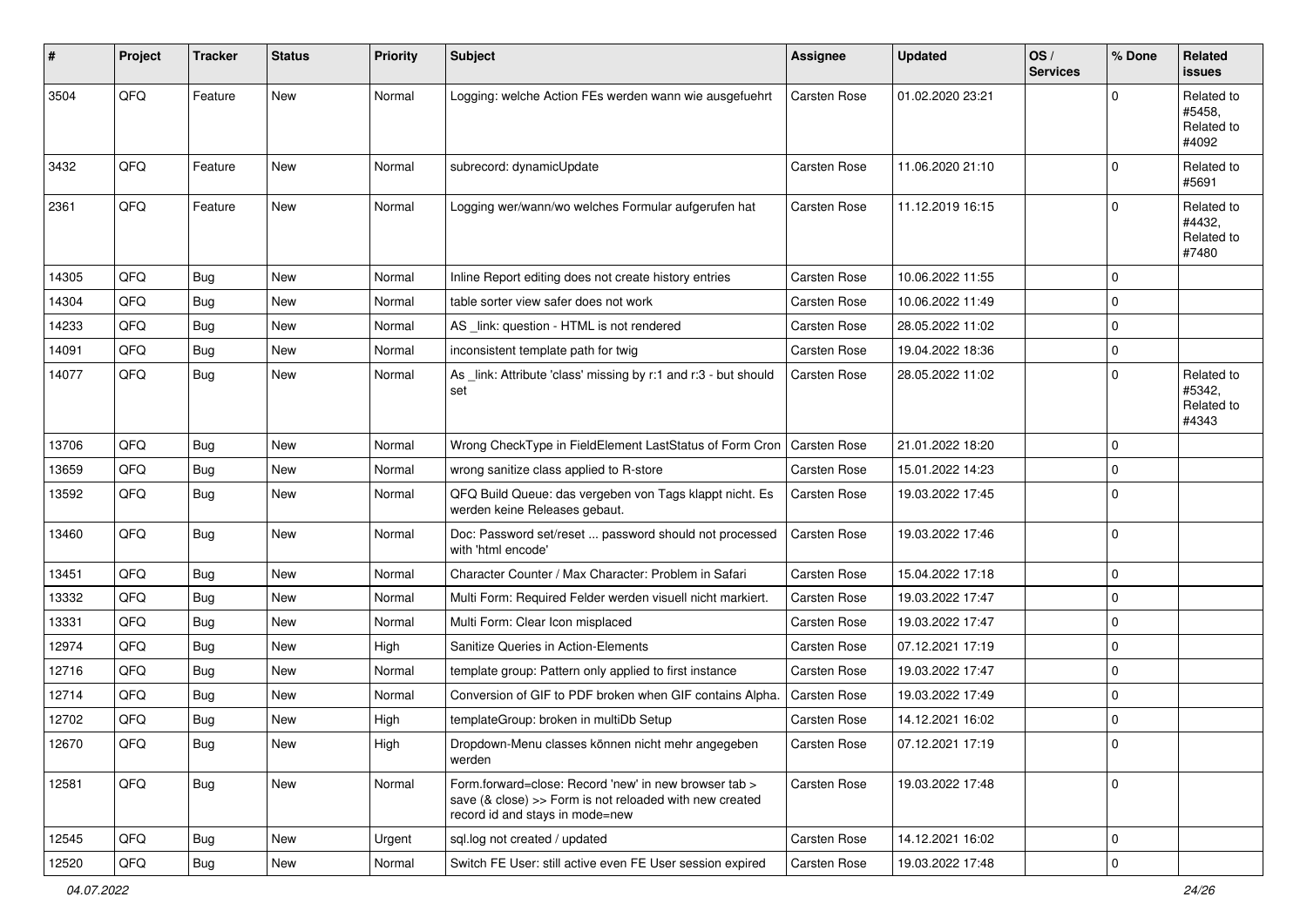| # | Project | Tracker | Status | Priority | Subject | Assignee | Updated | OS / Services | % Done | Related issues |
|---|---|---|---|---|---|---|---|---|---|---|
| 3504 | QFQ | Feature | New | Normal | Logging: welche Action FEs werden wann wie ausgefuehrt | Carsten Rose | 01.02.2020 23:21 | | 0 | Related to #5458, Related to #4092 |
| 3432 | QFQ | Feature | New | Normal | subrecord: dynamicUpdate | Carsten Rose | 11.06.2020 21:10 | | 0 | Related to #5691 |
| 2361 | QFQ | Feature | New | Normal | Logging wer/wann/wo welches Formular aufgerufen hat | Carsten Rose | 11.12.2019 16:15 | | 0 | Related to #4432, Related to #7480 |
| 14305 | QFQ | Bug | New | Normal | Inline Report editing does not create history entries | Carsten Rose | 10.06.2022 11:55 | | 0 | |
| 14304 | QFQ | Bug | New | Normal | table sorter view safer does not work | Carsten Rose | 10.06.2022 11:49 | | 0 | |
| 14233 | QFQ | Bug | New | Normal | AS _link: question - HTML is not rendered | Carsten Rose | 28.05.2022 11:02 | | 0 | |
| 14091 | QFQ | Bug | New | Normal | inconsistent template path for twig | Carsten Rose | 19.04.2022 18:36 | | 0 | |
| 14077 | QFQ | Bug | New | Normal | As _link: Attribute 'class' missing by r:1 and r:3 - but should set | Carsten Rose | 28.05.2022 11:02 | | 0 | Related to #5342, Related to #4343 |
| 13706 | QFQ | Bug | New | Normal | Wrong CheckType in FieldElement LastStatus of Form Cron | Carsten Rose | 21.01.2022 18:20 | | 0 | |
| 13659 | QFQ | Bug | New | Normal | wrong sanitize class applied to R-store | Carsten Rose | 15.01.2022 14:23 | | 0 | |
| 13592 | QFQ | Bug | New | Normal | QFQ Build Queue: das vergeben von Tags klappt nicht. Es werden keine Releases gebaut. | Carsten Rose | 19.03.2022 17:45 | | 0 | |
| 13460 | QFQ | Bug | New | Normal | Doc: Password set/reset ... password should not processed with 'html encode' | Carsten Rose | 19.03.2022 17:46 | | 0 | |
| 13451 | QFQ | Bug | New | Normal | Character Counter / Max Character: Problem in Safari | Carsten Rose | 15.04.2022 17:18 | | 0 | |
| 13332 | QFQ | Bug | New | Normal | Multi Form: Required Felder werden visuell nicht markiert. | Carsten Rose | 19.03.2022 17:47 | | 0 | |
| 13331 | QFQ | Bug | New | Normal | Multi Form: Clear Icon misplaced | Carsten Rose | 19.03.2022 17:47 | | 0 | |
| 12974 | QFQ | Bug | New | High | Sanitize Queries in Action-Elements | Carsten Rose | 07.12.2021 17:19 | | 0 | |
| 12716 | QFQ | Bug | New | Normal | template group: Pattern only applied to first instance | Carsten Rose | 19.03.2022 17:47 | | 0 | |
| 12714 | QFQ | Bug | New | Normal | Conversion of GIF to PDF broken when GIF contains Alpha. | Carsten Rose | 19.03.2022 17:49 | | 0 | |
| 12702 | QFQ | Bug | New | High | templateGroup: broken in multiDb Setup | Carsten Rose | 14.12.2021 16:02 | | 0 | |
| 12670 | QFQ | Bug | New | High | Dropdown-Menu classes können nicht mehr angegeben werden | Carsten Rose | 07.12.2021 17:19 | | 0 | |
| 12581 | QFQ | Bug | New | Normal | Form.forward=close: Record 'new' in new browser tab > save (& close) >> Form is not reloaded with new created record id and stays in mode=new | Carsten Rose | 19.03.2022 17:48 | | 0 | |
| 12545 | QFQ | Bug | New | Urgent | sql.log not created / updated | Carsten Rose | 14.12.2021 16:02 | | 0 | |
| 12520 | QFQ | Bug | New | Normal | Switch FE User: still active even FE User session expired | Carsten Rose | 19.03.2022 17:48 | | 0 | |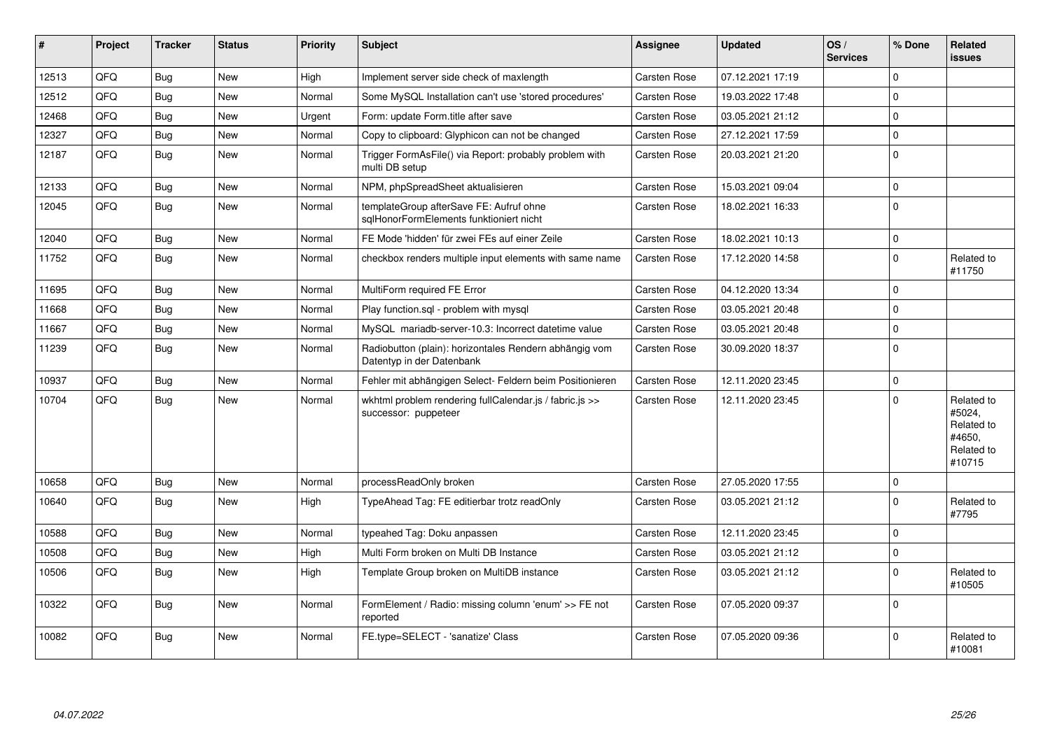| # | Project | Tracker | Status | Priority | Subject | Assignee | Updated | OS / Services | % Done | Related issues |
|---|---|---|---|---|---|---|---|---|---|---|
| 12513 | QFQ | Bug | New | High | Implement server side check of maxlength | Carsten Rose | 07.12.2021 17:19 | | 0 | |
| 12512 | QFQ | Bug | New | Normal | Some MySQL Installation can't use 'stored procedures' | Carsten Rose | 19.03.2022 17:48 | | 0 | |
| 12468 | QFQ | Bug | New | Urgent | Form: update Form.title after save | Carsten Rose | 03.05.2021 21:12 | | 0 | |
| 12327 | QFQ | Bug | New | Normal | Copy to clipboard: Glyphicon can not be changed | Carsten Rose | 27.12.2021 17:59 | | 0 | |
| 12187 | QFQ | Bug | New | Normal | Trigger FormAsFile() via Report: probably problem with multi DB setup | Carsten Rose | 20.03.2021 21:20 | | 0 | |
| 12133 | QFQ | Bug | New | Normal | NPM, phpSpreadSheet aktualisieren | Carsten Rose | 15.03.2021 09:04 | | 0 | |
| 12045 | QFQ | Bug | New | Normal | templateGroup afterSave FE: Aufruf ohne sqlHonorFormElements funktioniert nicht | Carsten Rose | 18.02.2021 16:33 | | 0 | |
| 12040 | QFQ | Bug | New | Normal | FE Mode 'hidden' für zwei FEs auf einer Zeile | Carsten Rose | 18.02.2021 10:13 | | 0 | |
| 11752 | QFQ | Bug | New | Normal | checkbox renders multiple input elements with same name | Carsten Rose | 17.12.2020 14:58 | | 0 | Related to #11750 |
| 11695 | QFQ | Bug | New | Normal | MultiForm required FE Error | Carsten Rose | 04.12.2020 13:34 | | 0 | |
| 11668 | QFQ | Bug | New | Normal | Play function.sql - problem with mysql | Carsten Rose | 03.05.2021 20:48 | | 0 | |
| 11667 | QFQ | Bug | New | Normal | MySQL mariadb-server-10.3: Incorrect datetime value | Carsten Rose | 03.05.2021 20:48 | | 0 | |
| 11239 | QFQ | Bug | New | Normal | Radiobutton (plain): horizontales Rendern abhängig vom Datentyp in der Datenbank | Carsten Rose | 30.09.2020 18:37 | | 0 | |
| 10937 | QFQ | Bug | New | Normal | Fehler mit abhängigen Select- Feldern beim Positionieren | Carsten Rose | 12.11.2020 23:45 | | 0 | |
| 10704 | QFQ | Bug | New | Normal | wkhtml problem rendering fullCalendar.js / fabric.js >> successor: puppeteer | Carsten Rose | 12.11.2020 23:45 | | 0 | Related to #5024, Related to #4650, Related to #10715 |
| 10658 | QFQ | Bug | New | Normal | processReadOnly broken | Carsten Rose | 27.05.2020 17:55 | | 0 | |
| 10640 | QFQ | Bug | New | High | TypeAhead Tag: FE editierbar trotz readOnly | Carsten Rose | 03.05.2021 21:12 | | 0 | Related to #7795 |
| 10588 | QFQ | Bug | New | Normal | typeahed Tag: Doku anpassen | Carsten Rose | 12.11.2020 23:45 | | 0 | |
| 10508 | QFQ | Bug | New | High | Multi Form broken on Multi DB Instance | Carsten Rose | 03.05.2021 21:12 | | 0 | |
| 10506 | QFQ | Bug | New | High | Template Group broken on MultiDB instance | Carsten Rose | 03.05.2021 21:12 | | 0 | Related to #10505 |
| 10322 | QFQ | Bug | New | Normal | FormElement / Radio: missing column 'enum' >> FE not reported | Carsten Rose | 07.05.2020 09:37 | | 0 | |
| 10082 | QFQ | Bug | New | Normal | FE.type=SELECT - 'sanatize' Class | Carsten Rose | 07.05.2020 09:36 | | 0 | Related to #10081 |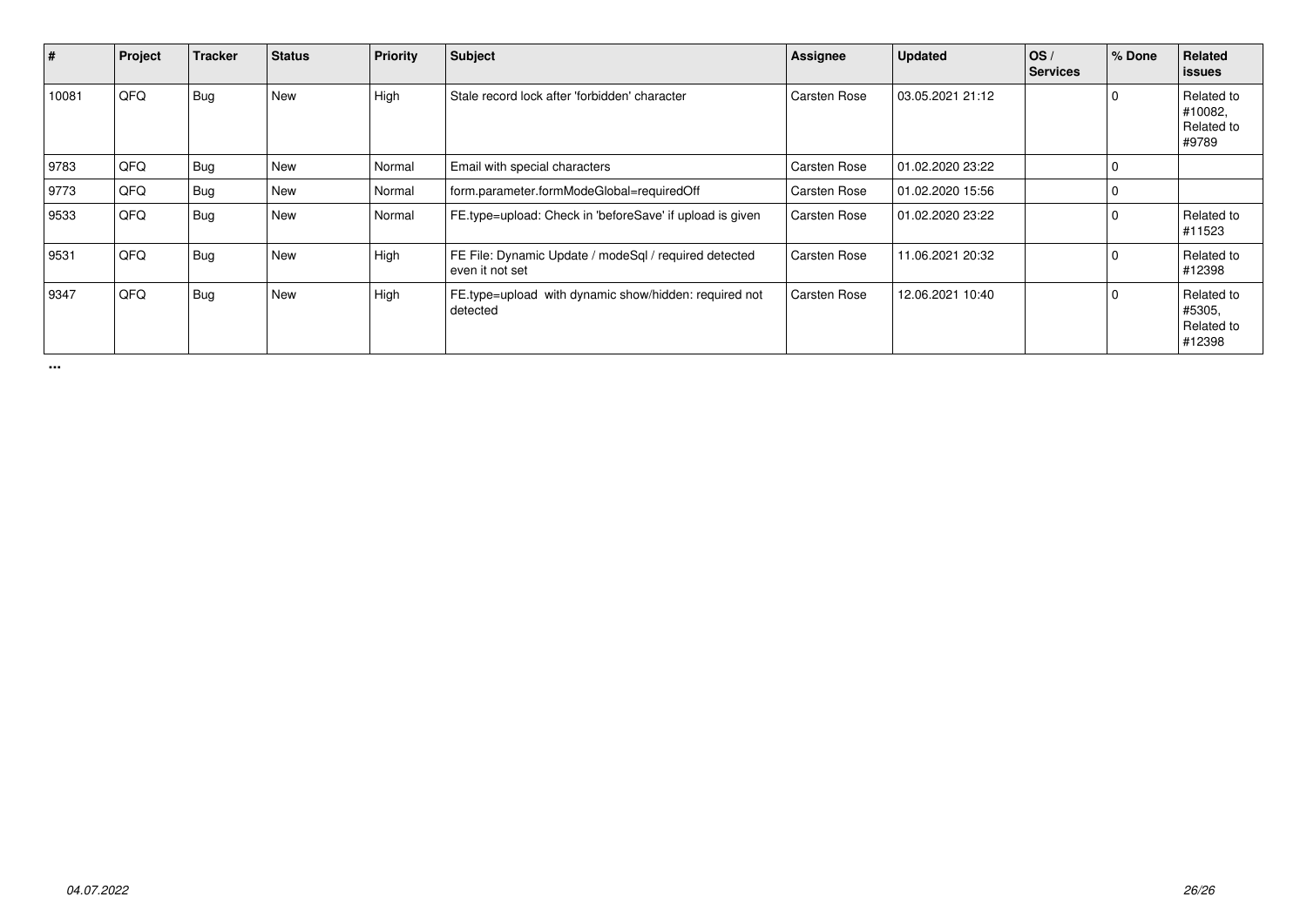| # | Project | Tracker | Status | Priority | Subject | Assignee | Updated | OS / Services | % Done | Related issues |
|---|---|---|---|---|---|---|---|---|---|---|
| 10081 | QFQ | Bug | New | High | Stale record lock after 'forbidden' character | Carsten Rose | 03.05.2021 21:12 | | 0 | Related to #10082, Related to #9789 |
| 9783 | QFQ | Bug | New | Normal | Email with special characters | Carsten Rose | 01.02.2020 23:22 | | 0 | |
| 9773 | QFQ | Bug | New | Normal | form.parameter.formModeGlobal=requiredOff | Carsten Rose | 01.02.2020 15:56 | | 0 | |
| 9533 | QFQ | Bug | New | Normal | FE.type=upload: Check in 'beforeSave' if upload is given | Carsten Rose | 01.02.2020 23:22 | | 0 | Related to #11523 |
| 9531 | QFQ | Bug | New | High | FE File: Dynamic Update / modeSql / required detected even it not set | Carsten Rose | 11.06.2021 20:32 | | 0 | Related to #12398 |
| 9347 | QFQ | Bug | New | High | FE.type=upload with dynamic show/hidden: required not detected | Carsten Rose | 12.06.2021 10:40 | | 0 | Related to #5305, Related to #12398 |

...